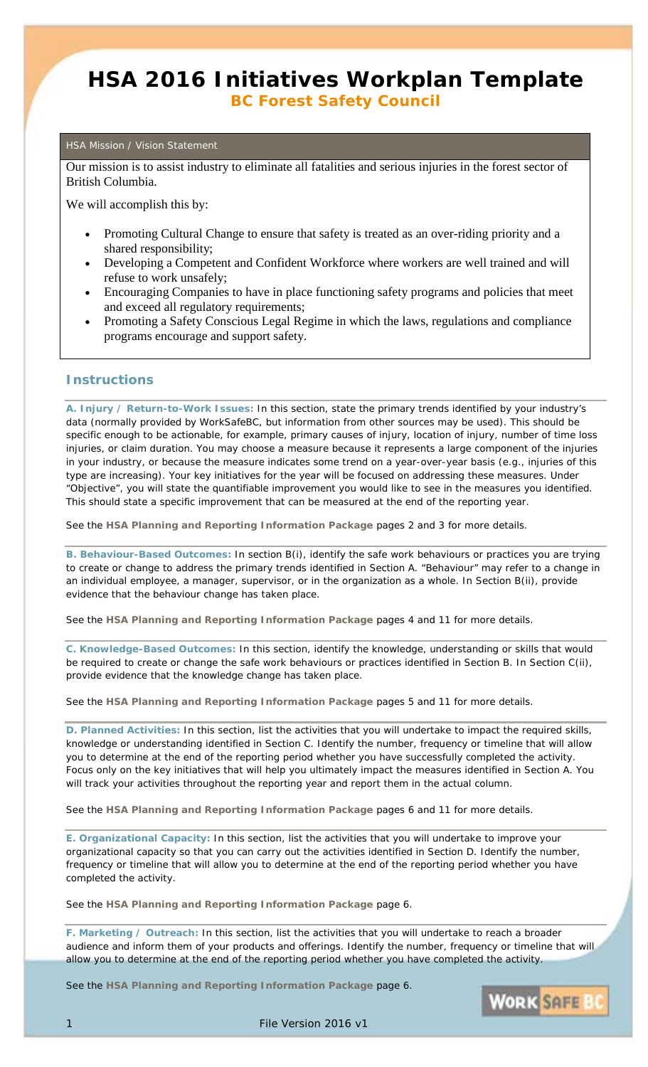# HSA 2016 Initiatives Workplan Template

## BC Forest Safety Council

### HSA Mission / Vision Statement

Our mission is to assist industry to eliminate all fatalities and serious injuries in the forest sector of British Columbia.

We will accomplish this by:

- Promoting Cultural Change to ensure that safety is treated as an over-riding priority and a shared responsibility;
- Developing a Competent and Confident Workforce where workers are well trained and will refuse to work unsafely;
- Encouraging Companies to have in place functioning safety programs and policies that meet and exceed all regulatory requirements;
- Promoting a Safety Conscious Legal Regime in which the laws, regulations and compliance programs encourage and support safety.

## Instructions

**A. Injury / Return-to-Work Issues:** In this section, state the primary trends identified by your industry's data (normally provided by WorkSafeBC, but information from other sources may be used). This should be specific enough to be actionable, for example, primary causes of injury, location of injury, number of time loss injuries, or claim duration. You may choose a measure because it represents a large component of the injuries in your industry, or because the measure indicates some trend on a year-over-year basis (e.g., injuries of this type are increasing). Your key initiatives for the year will be focused on addressing these measures. Under "Objective", you will state the quantifiable improvement you would like to see in the measures you identified. This should state a specific improvement that can be measured at the end of the reporting year.

See the **HSA Planning and Reporting Information Package** pages 2 and 3 for more details.

**B. Behaviour-Based Outcomes:** In section B(i), identify the safe work behaviours or practices you are trying to create or change to address the primary trends identified in Section A. "Behaviour" may refer to a change in an individual employee, a manager, supervisor, or in the organization as a whole. In Section B(ii), provide evidence that the behaviour change has taken place.

See the **HSA Planning and Reporting Information Package** pages 4 and 11 for more details.

**C. Knowledge-Based Outcomes:** In this section, identify the knowledge, understanding or skills that would be required to create or change the safe work behaviours or practices identified in Section B. In Section C(ii), provide evidence that the knowledge change has taken place.

See the **HSA Planning and Reporting Information Package** pages 5 and 11 for more details.

**D. Planned Activities:** In this section, list the activities that you will undertake to impact the required skills, knowledge or understanding identified in Section C. Identify the number, frequency or timeline that will allow you to determine at the end of the reporting period whether you have successfully completed the activity. Focus only on the key initiatives that will help you ultimately impact the measures identified in Section A. You will track your activities throughout the reporting year and report them in the actual column.

See the **HSA Planning and Reporting Information Package** pages 6 and 11 for more details.

**E. Organizational Capacity:** In this section, list the activities that you will undertake to improve your organizational capacity so that you can carry out the activities identified in Section D. Identify the number, frequency or timeline that will allow you to determine at the end of the reporting period whether you have completed the activity.

See the **HSA Planning and Reporting Information Package** page 6.

**F. Marketing / Outreach:** In this section, list the activities that you will undertake to reach a broader audience and inform them of your products and offerings. Identify the number, frequency or timeline that will allow you to determine at the end of the reporting period whether you have completed the activity.

See the **HSA Planning and Reporting Information Package** page 6.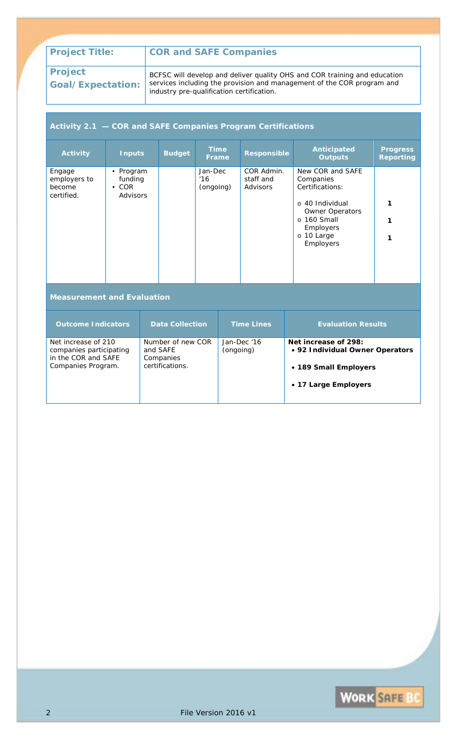| Project Title: | COR and SAFE Companies |
| --- | --- |
| Project Goal/Expectation: | BCFSC will develop and deliver quality OHS and COR training and education services including the provision and management of the COR program and industry pre-qualification certification. |

**Activity 2.1 — COR and SAFE Companies Program Certifications**

| Activity | Inputs | Budget | Time Frame | Responsible | Anticipated Outputs | Progress Reporting |
| --- | --- | --- | --- | --- | --- | --- |
| Engage employers to become certified. | • Program funding<br>• COR Advisors | | Jan-Dec '16 (ongoing) | COR Admin. staff and Advisors | New COR and SAFE Companies Certifications:<br>o 40 Individual Owner Operators<br>o 160 Small Employers<br>o 10 Large Employers | <br><br>1<br>1<br>1 |

**Measurement and Evaluation**

| Outcome Indicators | Data Collection | Time Lines | Evaluation Results |
| --- | --- | --- | --- |
| Net increase of 210 companies participating in the COR and SAFE Companies Program. | Number of new COR and SAFE Companies certifications. | Jan-Dec '16 (ongoing) | **Net increase of 298:**<br>• **92 Individual Owner Operators**<br>• **189 Small Employers**<br>• **17 Large Employers** |

File Version 2016 v1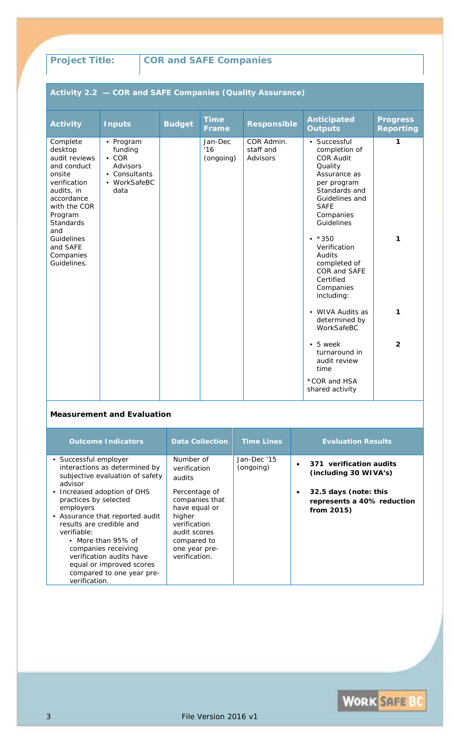| **Project Title:** | **COR and SAFE Companies** |
|---|---|

**Activity 2.2 — COR and SAFE Companies (Quality Assurance)**

| Activity | Inputs | Budget | Time Frame | Responsible | Anticipated Outputs | Progress Reporting |
|---|---|---|---|---|---|---|
| Complete desktop audit reviews and conduct onsite verification audits, in accordance with the COR Program Standards and Guidelines and SAFE Companies Guidelines. | • Program funding<br>• COR Advisors<br>• Consultants<br>• WorkSafeBC data | | Jan-Dec '16 (ongoing) | COR Admin. staff and Advisors | • Successful completion of COR Audit Quality Assurance as per program Standards and Guidelines and SAFE Companies Guidelines | 1 |
| | | | | | • *350 Verification Audits completed of COR and SAFE Certified Companies including: | 1 |
| | | | | | • WIVA Audits as determined by WorkSafeBC | 1 |
| | | | | | • 5 week turnaround in audit review time<br><br>*COR and HSA shared activity | 2 |

**Measurement and Evaluation**

| Outcome Indicators | Data Collection | Time Lines | Evaluation Results |
|---|---|---|---|
| • Successful employer interactions as determined by subjective evaluation of safety advisor<br>• Increased adoption of OHS practices by selected employers<br>• Assurance that reported audit results are credible and verifiable:<br>&nbsp;&nbsp;• More than 95% of companies receiving verification audits have equal or improved scores compared to one year pre-verification. | Number of verification audits<br><br>Percentage of companies that have equal or higher verification audit scores compared to one year pre-verification. | Jan-Dec '15 (ongoing) | • **371 verification audits (including 30 WIVA's)**<br>• **32.5 days (note: this represents a 40% reduction from 2015)** |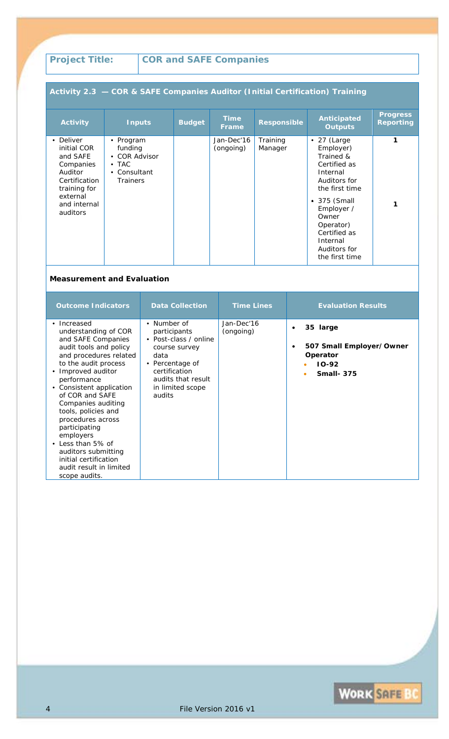| **Project Title:** | **COR and SAFE Companies** |
| --- | --- |

## Activity 2.3 — COR & SAFE Companies Auditor (Initial Certification) Training

| Activity | Inputs | Budget | Time Frame | Responsible | Anticipated Outputs | Progress Reporting |
| --- | --- | --- | --- | --- | --- | --- |
| • Deliver initial COR and SAFE Companies Auditor Certification training for external and internal auditors | • Program funding<br>• COR Advisor<br>• TAC<br>• Consultant Trainers | | Jan-Dec'16 (ongoing) | Training Manager | • 27 (Large Employer) Trained & Certified as Internal Auditors for the first time<br>• 375 (Small Employer / Owner Operator) Certified as Internal Auditors for the first time | 1<br><br>1 |

**Measurement and Evaluation**

| Outcome Indicators | Data Collection | Time Lines | Evaluation Results |
| --- | --- | --- | --- |
| • Increased understanding of COR and SAFE Companies audit tools and policy and procedures related to the audit process<br>• Improved auditor performance<br>• Consistent application of COR and SAFE Companies auditing tools, policies and procedures across participating employers<br>• Less than 5% of auditors submitting initial certification audit result in limited scope audits. | • Number of participants<br>• Post-class / online course survey data<br>• Percentage of certification audits that result in limited scope audits | Jan-Dec'16 (ongoing) | • **35 large**<br>• **507 Small Employer/Owner Operator**<br>  • **IO-92**<br>  • **Small- 375** |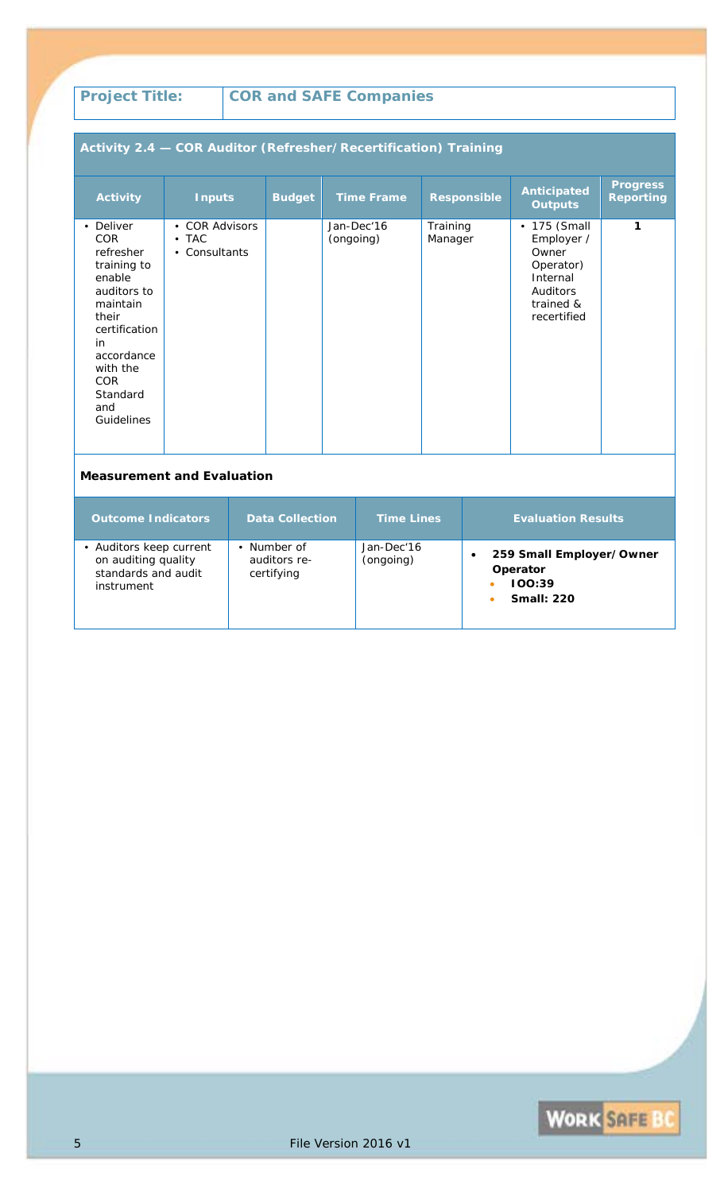| Project Title: | COR and SAFE Companies |
|---|---|

## Activity 2.4 — COR Auditor (Refresher/Recertification) Training

| Activity | Inputs | Budget | Time Frame | Responsible | Anticipated Outputs | Progress Reporting |
|---|---|---|---|---|---|---|
| • Deliver COR refresher training to enable auditors to maintain their certification in accordance with the COR Standard and Guidelines | • COR Advisors<br>• TAC<br>• Consultants | | Jan-Dec'16 (ongoing) | Training Manager | • 175 (Small Employer / Owner Operator) Internal Auditors trained & recertified | 1 |

**Measurement and Evaluation**

| Outcome Indicators | Data Collection | Time Lines | Evaluation Results |
|---|---|---|---|
| • Auditors keep current on auditing quality standards and audit instrument | • Number of auditors re-certifying | Jan-Dec'16 (ongoing) | • **259 Small Employer/Owner Operator**<br>• **IOO:39**<br>• **Small: 220** |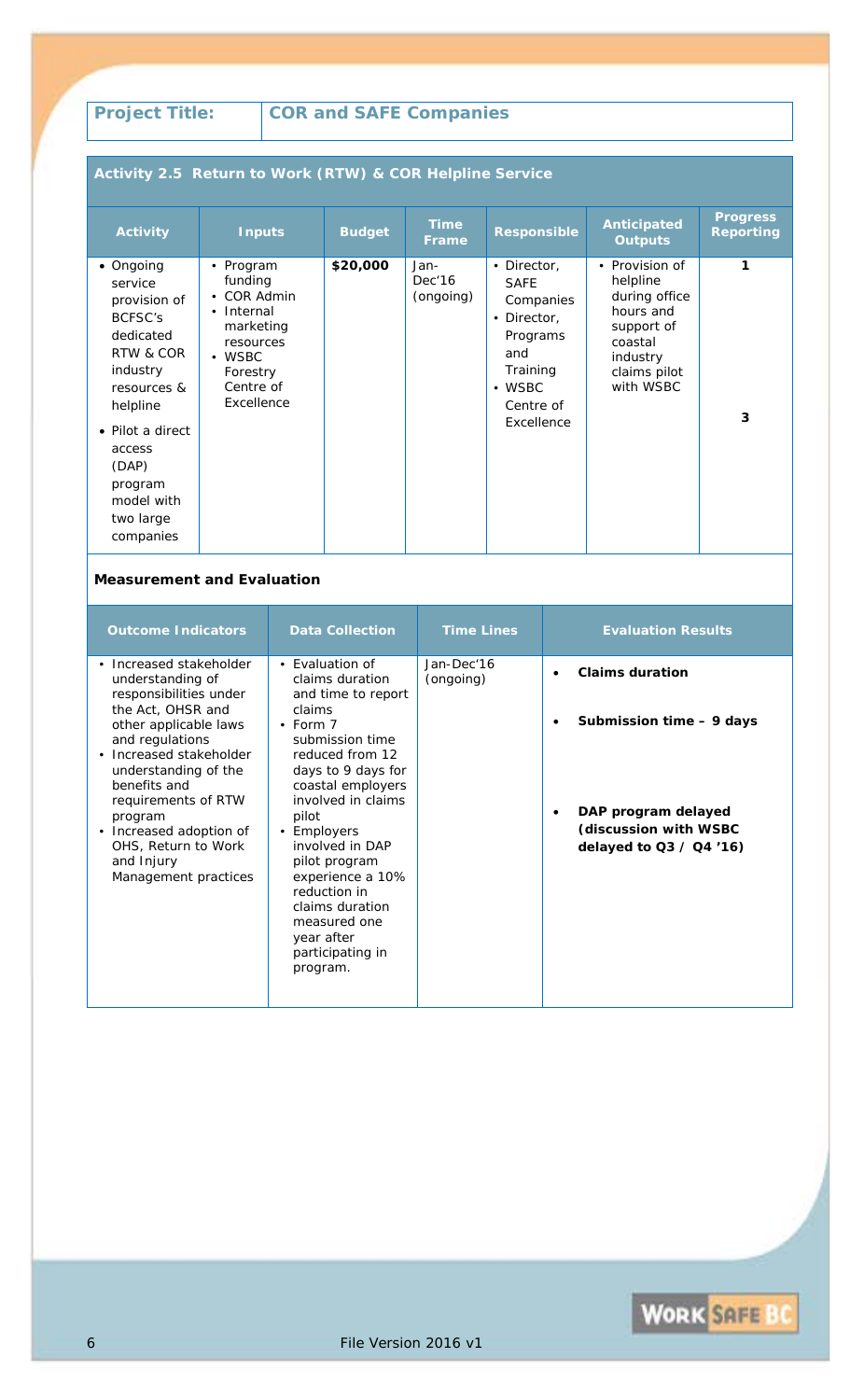| **Project Title:** | **COR and SAFE Companies** |
|---|---|

### Activity 2.5 Return to Work (RTW) & COR Helpline Service

| Activity | Inputs | Budget | Time Frame | Responsible | Anticipated Outputs | Progress Reporting |
|---|---|---|---|---|---|---|
| • Ongoing service provision of BCFSC's dedicated RTW & COR industry resources & helpline<br>• Pilot a direct access (DAP) program model with two large companies | • Program funding<br>• COR Admin<br>• Internal marketing resources<br>• WSBC Forestry Centre of Excellence | $20,000 | Jan-Dec'16 (ongoing) | • Director, SAFE Companies<br>• Director, Programs and Training<br>• WSBC Centre of Excellence | • Provision of helpline during office hours and support of coastal industry claims pilot with WSBC | 1<br><br>3 |

### Measurement and Evaluation

| Outcome Indicators | Data Collection | Time Lines | Evaluation Results |
|---|---|---|---|
| • Increased stakeholder understanding of responsibilities under the Act, OHSR and other applicable laws and regulations<br>• Increased stakeholder understanding of the benefits and requirements of RTW program<br>• Increased adoption of OHS, Return to Work and Injury Management practices | • Evaluation of claims duration and time to report claims<br>• Form 7 submission time reduced from 12 days to 9 days for coastal employers involved in claims pilot<br>• Employers involved in DAP pilot program experience a 10% reduction in claims duration measured one year after participating in program. | Jan-Dec'16 (ongoing) | • **Claims duration**<br>• **Submission time – 9 days**<br>• **DAP program delayed (discussion with WSBC delayed to Q3 / Q4 '16)** |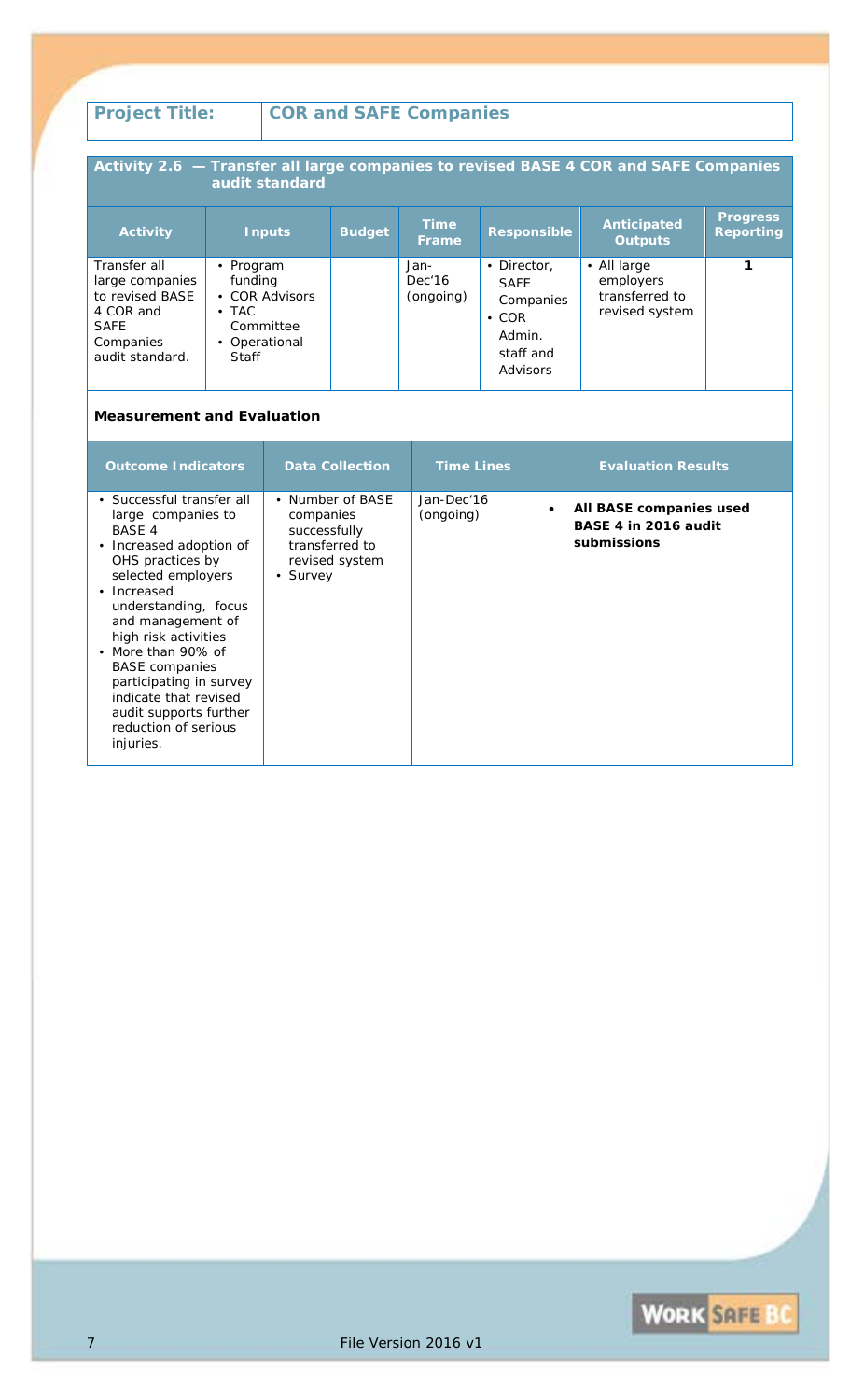| Project Title: | COR and SAFE Companies |
|---|---|

**Activity 2.6 — Transfer all large companies to revised BASE 4 COR and SAFE Companies audit standard**

| Activity | Inputs | Budget | Time Frame | Responsible | Anticipated Outputs | Progress Reporting |
|---|---|---|---|---|---|---|
| Transfer all large companies to revised BASE 4 COR and SAFE Companies audit standard. | • Program funding<br>• COR Advisors<br>• TAC Committee<br>• Operational Staff | | Jan-Dec'16 (ongoing) | • Director, SAFE Companies<br>• COR Admin. staff and Advisors | • All large employers transferred to revised system | 1 |

**Measurement and Evaluation**

| Outcome Indicators | Data Collection | Time Lines | Evaluation Results |
|---|---|---|---|
| • Successful transfer all large companies to BASE 4<br>• Increased adoption of OHS practices by selected employers<br>• Increased understanding, focus and management of high risk activities<br>• More than 90% of BASE companies participating in survey indicate that revised audit supports further reduction of serious injuries. | • Number of BASE companies successfully transferred to revised system<br>• Survey | Jan-Dec'16 (ongoing) | • **All BASE companies used BASE 4 in 2016 audit submissions** |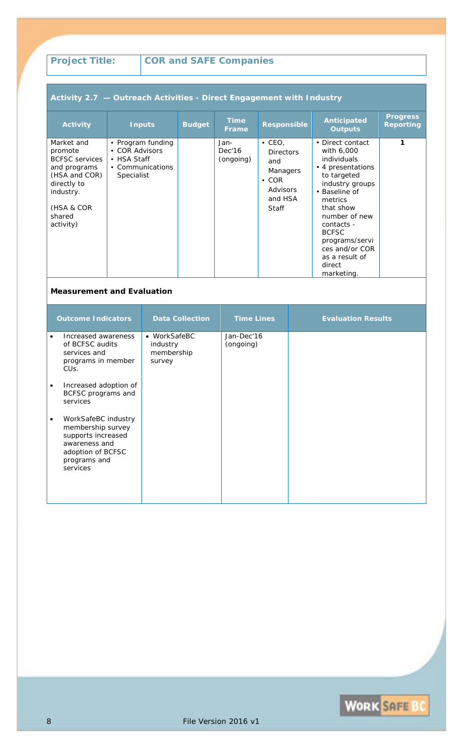| Project Title: | COR and SAFE Companies |
|---|---|

## Activity 2.7 — Outreach Activities - Direct Engagement with Industry

| Activity | Inputs | Budget | Time Frame | Responsible | Anticipated Outputs | Progress Reporting |
|---|---|---|---|---|---|---|
| Market and promote BCFSC services and programs (HSA and COR) directly to industry.<br><br>(HSA & COR shared activity) | • Program funding<br>• COR Advisors<br>• HSA Staff<br>• Communications Specialist | | Jan-Dec'16 (ongoing) | • CEO, Directors and Managers<br>• COR Advisors and HSA Staff | • Direct contact with 6,000 individuals<br>• 4 presentations to targeted industry groups<br>• Baseline of metrics that show number of new contacts - BCFSC programs/services and/or COR as a result of direct marketing. | 1 |

### Measurement and Evaluation

| Outcome Indicators | Data Collection | Time Lines | Evaluation Results |
|---|---|---|---|
| • Increased awareness of BCFSC audits services and programs in member CUs.<br><br>• Increased adoption of BCFSC programs and services<br><br>• WorkSafeBC industry membership survey supports increased awareness and adoption of BCFSC programs and services | • WorkSafeBC industry membership survey | Jan-Dec'16 (ongoing) | |

File Version 2016 v1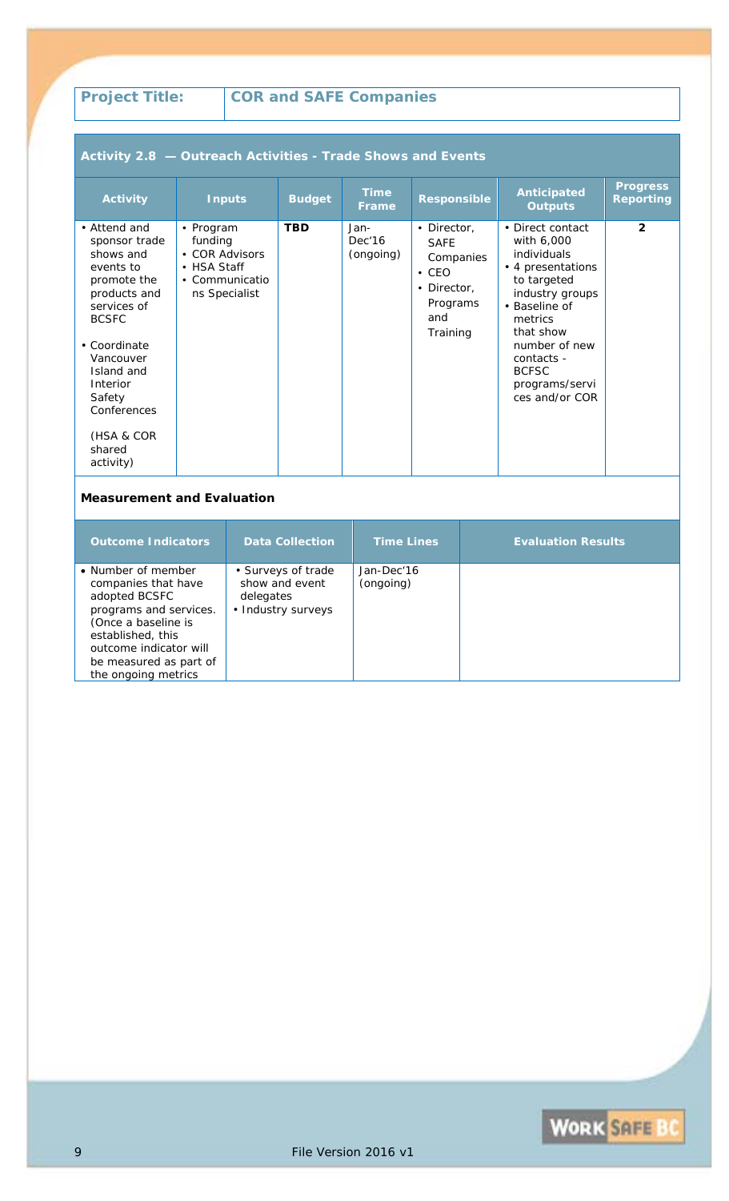| **Project Title:** | **COR and SAFE Companies** |
|---|---|

**Activity 2.8 — Outreach Activities - Trade Shows and Events**

| Activity | Inputs | Budget | Time Frame | Responsible | Anticipated Outputs | Progress Reporting |
|---|---|---|---|---|---|---|
| • Attend and sponsor trade shows and events to promote the products and services of BCSFC<br><br>• Coordinate Vancouver Island and Interior Safety Conferences<br><br>(HSA & COR shared activity) | • Program funding<br>• COR Advisors<br>• HSA Staff<br>• Communications Specialist | **TBD** | Jan-Dec'16 (ongoing) | • Director, SAFE Companies<br>• CEO<br>• Director, Programs and Training | • Direct contact with 6,000 individuals<br>• 4 presentations to targeted industry groups<br>• Baseline of metrics that show number of new contacts - BCSFC programs/services and/or COR | **2** |

**Measurement and Evaluation**

| Outcome Indicators | Data Collection | Time Lines | Evaluation Results |
|---|---|---|---|
| • Number of member companies that have adopted BCSFC programs and services. (Once a baseline is established, this outcome indicator will be measured as part of the ongoing metrics | • Surveys of trade show and event delegates<br>• Industry surveys | Jan-Dec'16 (ongoing) | |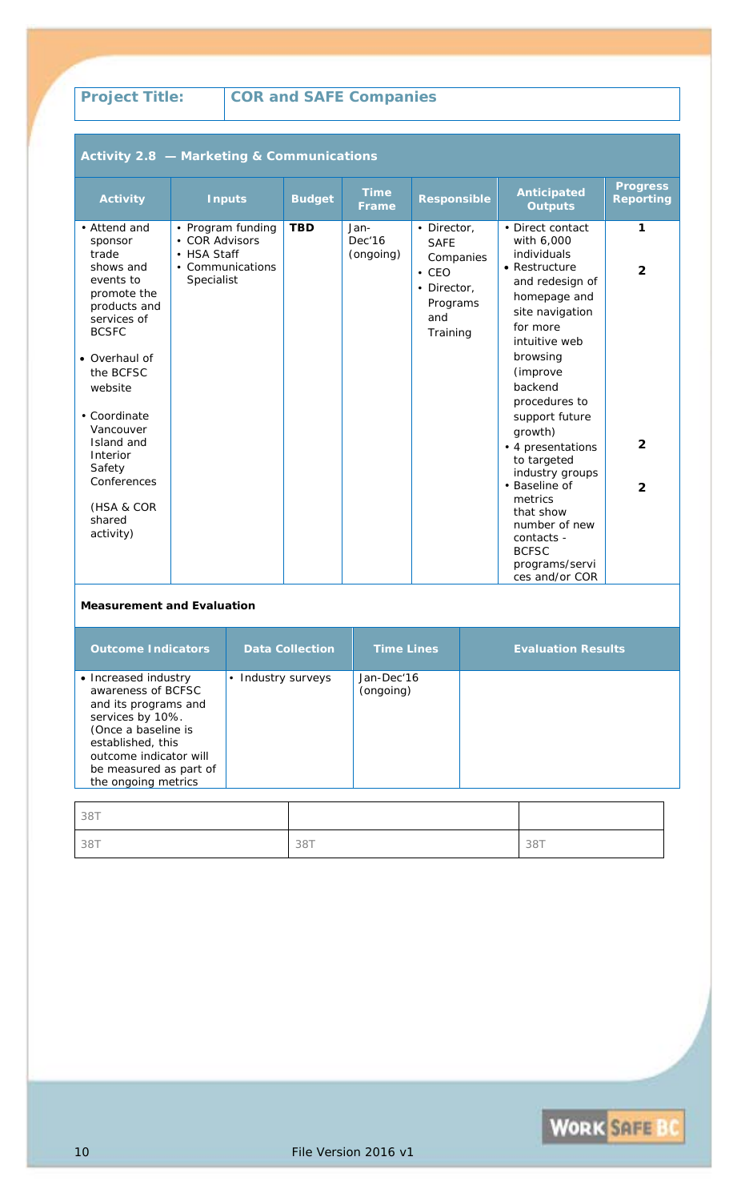| Project Title: | COR and SAFE Companies |
|---|---|

**Activity 2.8 — Marketing & Communications**

| Activity | Inputs | Budget | Time Frame | Responsible | Anticipated Outputs | Progress Reporting |
|---|---|---|---|---|---|---|
| • Attend and sponsor trade shows and events to promote the products and services of BCSFC<br>• Overhaul of the BCFSC website<br>• Coordinate Vancouver Island and Interior Safety Conferences<br>(HSA & COR shared activity) | • Program funding<br>• COR Advisors<br>• HSA Staff<br>• Communications Specialist | TBD | Jan-Dec'16 (ongoing) | • Director, SAFE Companies<br>• CEO<br>• Director, Programs and Training | • Direct contact with 6,000 individuals<br>• Restructure and redesign of homepage and site navigation for more intuitive web browsing (improve backend procedures to support future growth)<br>• 4 presentations to targeted industry groups<br>• Baseline of metrics that show number of new contacts - BCFSC programs/services and/or COR | 1<br>2<br>2<br>2 |

**Measurement and Evaluation**

| Outcome Indicators | Data Collection | Time Lines | Evaluation Results |
|---|---|---|---|
| • Increased industry awareness of BCFSC and its programs and services by 10%. (Once a baseline is established, this outcome indicator will be measured as part of the ongoing metrics | • Industry surveys | Jan-Dec'16 (ongoing) | |

| 38T | | |
|---|---|---|
| 38T | 38T | 38T |

File Version 2016 v1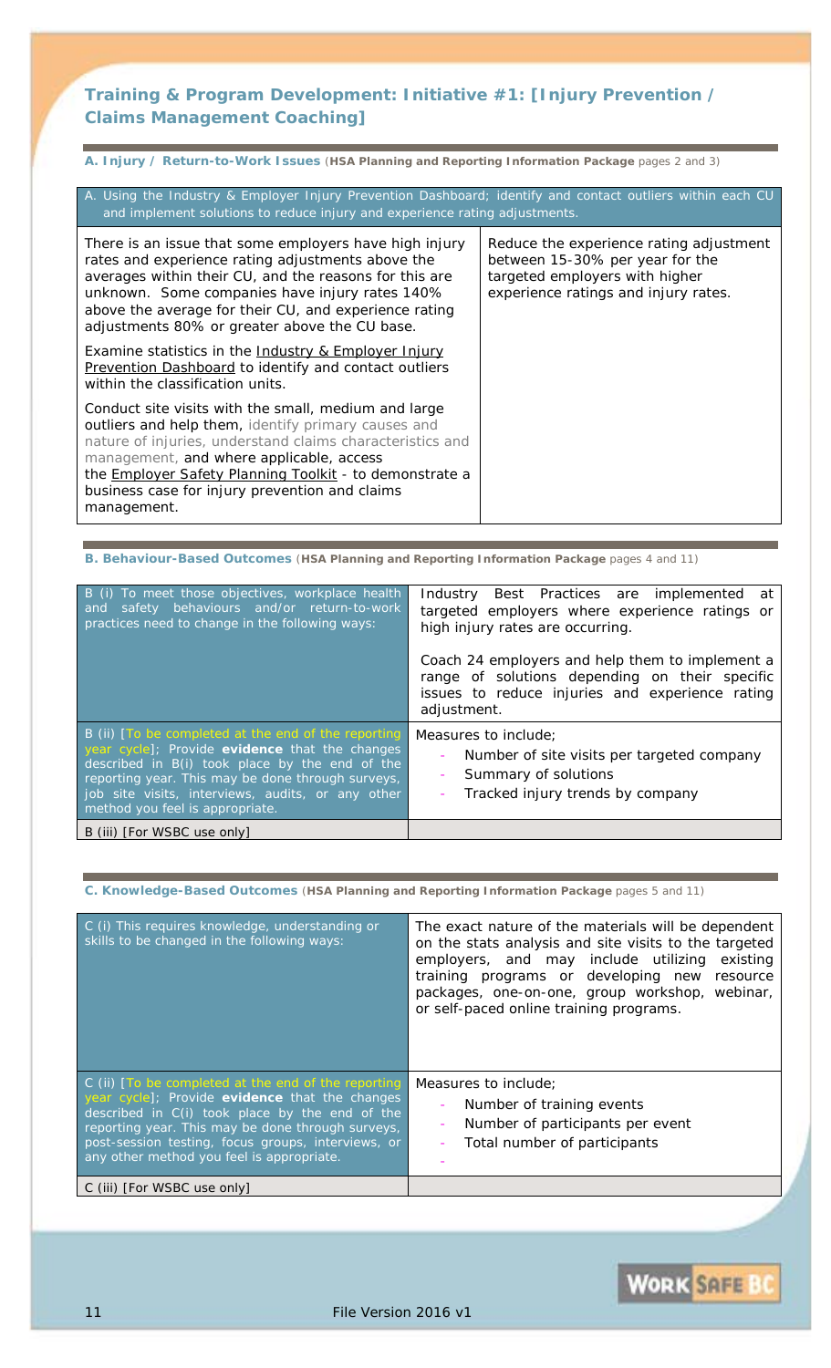## Training & Program Development: Initiative #1: [Injury Prevention / Claims Management Coaching]

**A. Injury / Return-to-Work Issues** (**HSA Planning and Reporting Information Package** pages 2 and 3)

| A. Using the Industry & Employer Injury Prevention Dashboard; identify and contact outliers within each CU and implement solutions to reduce injury and experience rating adjustments. | |
|---|---|
| There is an issue that some employers have high injury rates and experience rating adjustments above the averages within their CU, and the reasons for this are unknown. Some companies have injury rates 140% above the average for their CU, and experience rating adjustments 80% or greater above the CU base.<br><br>Examine statistics in the Industry & Employer Injury Prevention Dashboard to identify and contact outliers within the classification units.<br><br>Conduct site visits with the small, medium and large outliers and help them, identify primary causes and nature of injuries, understand claims characteristics and management, and where applicable, access the Employer Safety Planning Toolkit - to demonstrate a business case for injury prevention and claims management. | Reduce the experience rating adjustment between 15-30% per year for the targeted employers with higher experience ratings and injury rates. |

**B. Behaviour-Based Outcomes** (**HSA Planning and Reporting Information Package** pages 4 and 11)

| | |
|---|---|
| B (i) To meet those objectives, workplace health and safety behaviours and/or return-to-work practices need to change in the following ways: | Industry Best Practices are implemented at targeted employers where experience ratings or high injury rates are occurring.<br><br>Coach 24 employers and help them to implement a range of solutions depending on their specific issues to reduce injuries and experience rating adjustment. |
| B (ii) [To be completed at the end of the reporting year cycle]; Provide **evidence** that the changes described in B(i) took place by the end of the reporting year. This may be done through surveys, job site visits, interviews, audits, or any other method you feel is appropriate. | Measures to include;<br>- Number of site visits per targeted company<br>- Summary of solutions<br>- Tracked injury trends by company |
| B (iii) [For WSBC use only] | |

**C. Knowledge-Based Outcomes** (**HSA Planning and Reporting Information Package** pages 5 and 11)

| | |
|---|---|
| C (i) This requires knowledge, understanding or skills to be changed in the following ways: | The exact nature of the materials will be dependent on the stats analysis and site visits to the targeted employers, and may include utilizing existing training programs or developing new resource packages, one-on-one, group workshop, webinar, or self-paced online training programs. |
| C (ii) [To be completed at the end of the reporting year cycle]; Provide **evidence** that the changes described in C(i) took place by the end of the reporting year. This may be done through surveys, post-session testing, focus groups, interviews, or any other method you feel is appropriate. | Measures to include;<br>- Number of training events<br>- Number of participants per event<br>- Total number of participants<br>- |
| C (iii) [For WSBC use only] | |

File Version 2016 v1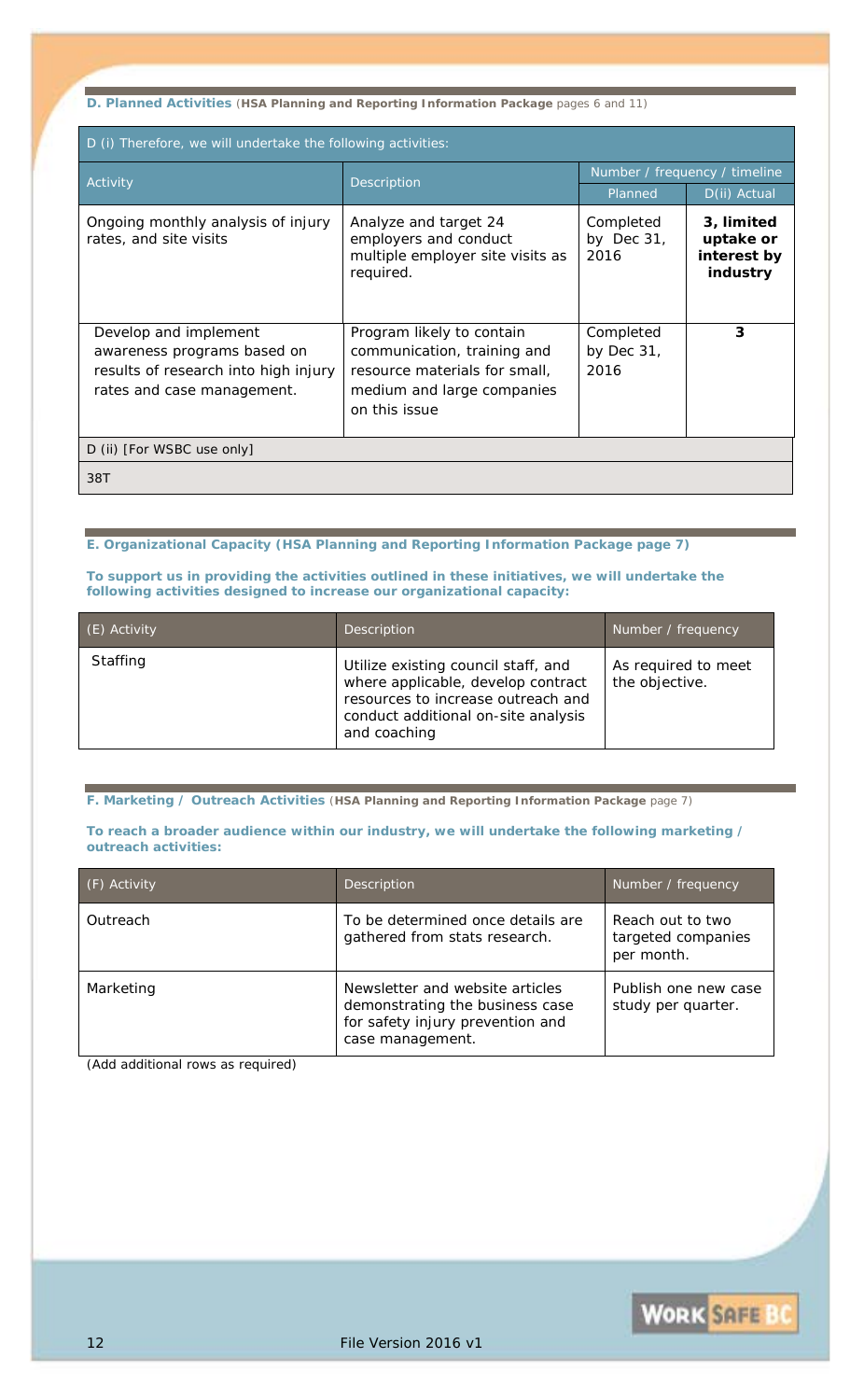**D. Planned Activities** (**HSA Planning and Reporting Information Package** pages 6 and 11)

| D (i) Therefore, we will undertake the following activities: | | | |
|---|---|---|---|
| Activity | Description | Number / frequency / timeline | |
| | | Planned | D(ii) Actual |
| Ongoing monthly analysis of injury rates, and site visits | Analyze and target 24 employers and conduct multiple employer site visits as required. | Completed by Dec 31, 2016 | **3, limited uptake or interest by industry** |
| Develop and implement awareness programs based on results of research into high injury rates and case management. | Program likely to contain communication, training and resource materials for small, medium and large companies on this issue | Completed by Dec 31, 2016 | **3** |
| D (ii) [For WSBC use only] | | | |
| 38T | | | |

**E. Organizational Capacity (HSA Planning and Reporting Information Package page 7)**

**To support us in providing the activities outlined in these initiatives, we will undertake the following activities designed to increase our organizational capacity:**

| (E) Activity | Description | Number / frequency |
|---|---|---|
| Staffing | Utilize existing council staff, and where applicable, develop contract resources to increase outreach and conduct additional on-site analysis and coaching | As required to meet the objective. |

**F. Marketing / Outreach Activities** (**HSA Planning and Reporting Information Package** page 7)

**To reach a broader audience within our industry, we will undertake the following marketing / outreach activities:**

| (F) Activity | Description | Number / frequency |
|---|---|---|
| Outreach | To be determined once details are gathered from stats research. | Reach out to two targeted companies per month. |
| Marketing | Newsletter and website articles demonstrating the business case for safety injury prevention and case management. | Publish one new case study per quarter. |

*(Add additional rows as required)*

File Version 2016 v1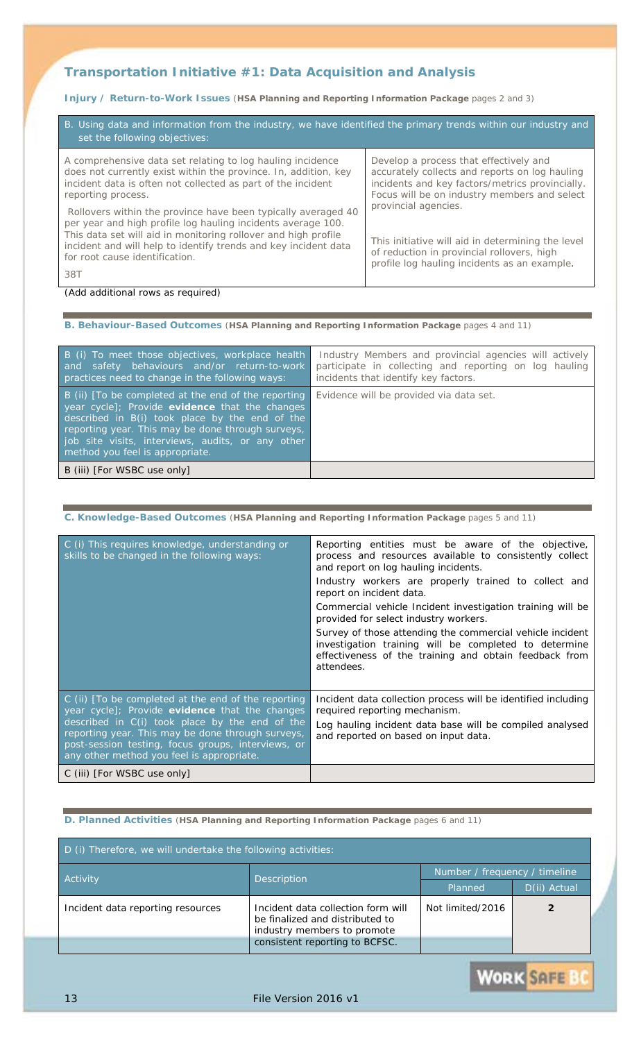## Transportation Initiative #1: Data Acquisition and Analysis

### Injury / Return-to-Work Issues (**HSA Planning and Reporting Information Package** pages 2 and 3)

| B. Using data and information from the industry, we have identified the primary trends within our industry and set the following objectives: | |
|---|---|
| A comprehensive data set relating to log hauling incidence does not currently exist within the province. In, addition, key incident data is often not collected as part of the incident reporting process.<br><br>Rollovers within the province have been typically averaged 40 per year and high profile log hauling incidents average 100. This data set will aid in monitoring rollover and high profile incident and will help to identify trends and key incident data for root cause identification.<br><br>38T | Develop a process that effectively and accurately collects and reports on log hauling incidents and key factors/metrics provincially. Focus will be on industry members and select provincial agencies.<br><br>This initiative will aid in determining the level of reduction in provincial rollovers, high profile log hauling incidents as an example. |

(Add additional rows as required)

### B. Behaviour-Based Outcomes (**HSA Planning and Reporting Information Package** pages 4 and 11)

| | |
|---|---|
| B (i) To meet those objectives, workplace health and safety behaviours and/or return-to-work practices need to change in the following ways: | Industry Members and provincial agencies will actively participate in collecting and reporting on log hauling incidents that identify key factors. |
| B (ii) [To be completed at the end of the reporting year cycle]; Provide **evidence** that the changes described in B(i) took place by the end of the reporting year. This may be done through surveys, job site visits, interviews, audits, or any other method you feel is appropriate. | Evidence will be provided via data set. |
| B (iii) [For WSBC use only] | |

### C. Knowledge-Based Outcomes (**HSA Planning and Reporting Information Package** pages 5 and 11)

| | |
|---|---|
| C (i) This requires knowledge, understanding or skills to be changed in the following ways: | Reporting entities must be aware of the objective, process and resources available to consistently collect and report on log hauling incidents.<br><br>Industry workers are properly trained to collect and report on incident data.<br><br>Commercial vehicle Incident investigation training will be provided for select industry workers.<br><br>Survey of those attending the commercial vehicle incident investigation training will be completed to determine effectiveness of the training and obtain feedback from attendees. |
| C (ii) [To be completed at the end of the reporting year cycle]; Provide **evidence** that the changes described in C(i) took place by the end of the reporting year. This may be done through surveys, post-session testing, focus groups, interviews, or any other method you feel is appropriate. | Incident data collection process will be identified including required reporting mechanism.<br><br>Log hauling incident data base will be compiled analysed and reported on based on input data. |
| C (iii) [For WSBC use only] | |

### D. Planned Activities (**HSA Planning and Reporting Information Package** pages 6 and 11)

| D (i) Therefore, we will undertake the following activities: | | | |
|---|---|---|---|
| Activity | Description | Number / frequency / timeline | |
| | | Planned | D(ii) Actual |
| Incident data reporting resources | Incident data collection form will be finalized and distributed to industry members to promote consistent reporting to BCFSC. | Not limited/2016 | **2** |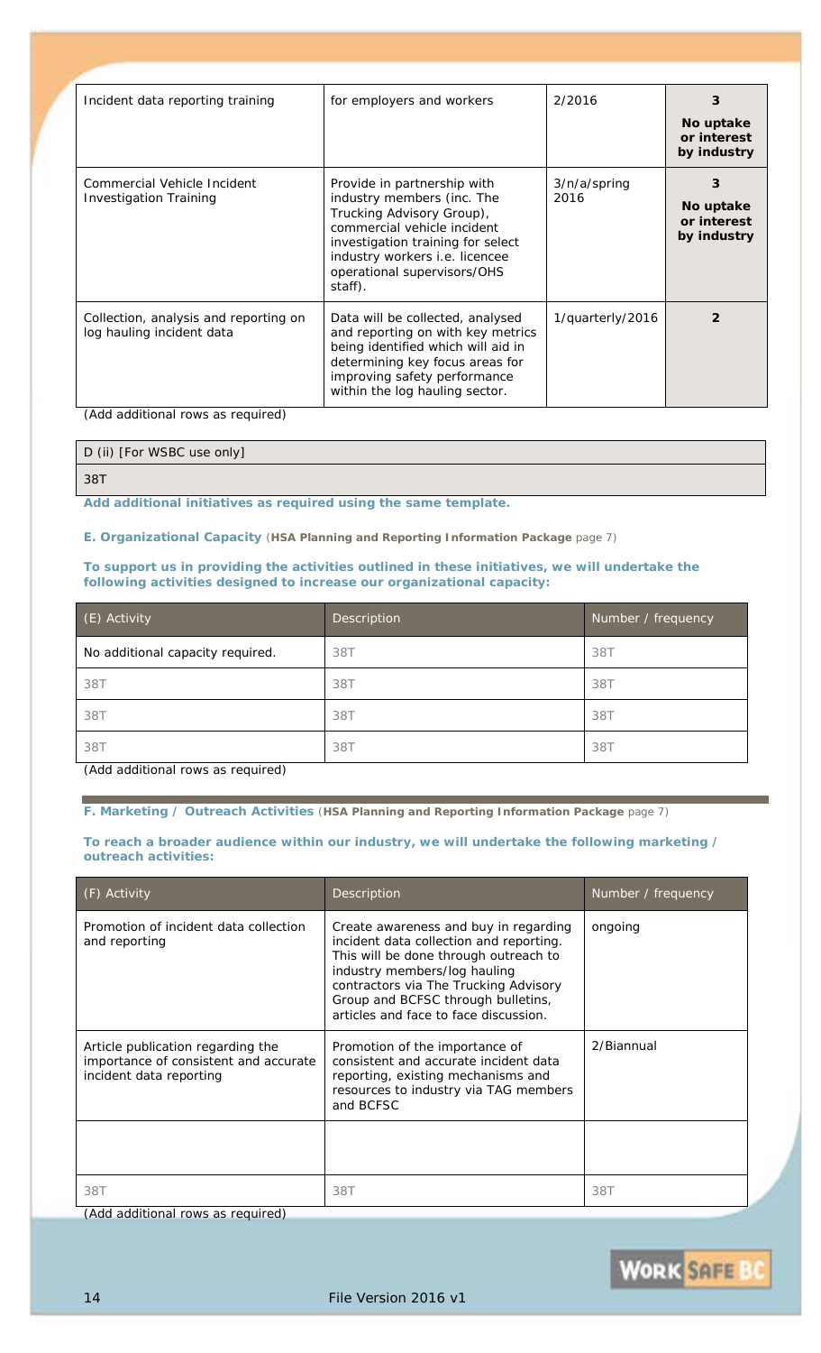| | | | |
|---|---|---|---|
| Incident data reporting training | for employers and workers | 2/2016 | **3** **No uptake or interest by industry** |
| Commercial Vehicle Incident Investigation Training | Provide in partnership with industry members (inc. The Trucking Advisory Group), commercial vehicle incident investigation training for select industry workers i.e. licencee operational supervisors/OHS staff). | 3/n/a/spring 2016 | **3** **No uptake or interest by industry** |
| Collection, analysis and reporting on log hauling incident data | Data will be collected, analysed and reporting on with key metrics being identified which will aid in determining key focus areas for improving safety performance within the log hauling sector. | 1/quarterly/2016 | **2** |

(Add additional rows as required)

| D (ii) [For WSBC use only] |
|---|
| 38T |

**Add additional initiatives as required using the same template.**

**E. Organizational Capacity** (**HSA Planning and Reporting Information Package** page 7)

**To support us in providing the activities outlined in these initiatives, we will undertake the following activities designed to increase our organizational capacity:**

| (E) Activity | Description | Number / frequency |
|---|---|---|
| No additional capacity required. | 38T | 38T |
| 38T | 38T | 38T |
| 38T | 38T | 38T |
| 38T | 38T | 38T |

(Add additional rows as required)

**F. Marketing / Outreach Activities** (**HSA Planning and Reporting Information Package** page 7)

**To reach a broader audience within our industry, we will undertake the following marketing / outreach activities:**

| (F) Activity | Description | Number / frequency |
|---|---|---|
| Promotion of incident data collection and reporting | Create awareness and buy in regarding incident data collection and reporting. This will be done through outreach to industry members/log hauling contractors via The Trucking Advisory Group and BCFSC through bulletins, articles and face to face discussion. | ongoing |
| Article publication regarding the importance of consistent and accurate incident data reporting | Promotion of the importance of consistent and accurate incident data reporting, existing mechanisms and resources to industry via TAG members and BCFSC | 2/Biannual |
| | | |
| 38T | 38T | 38T |

(Add additional rows as required)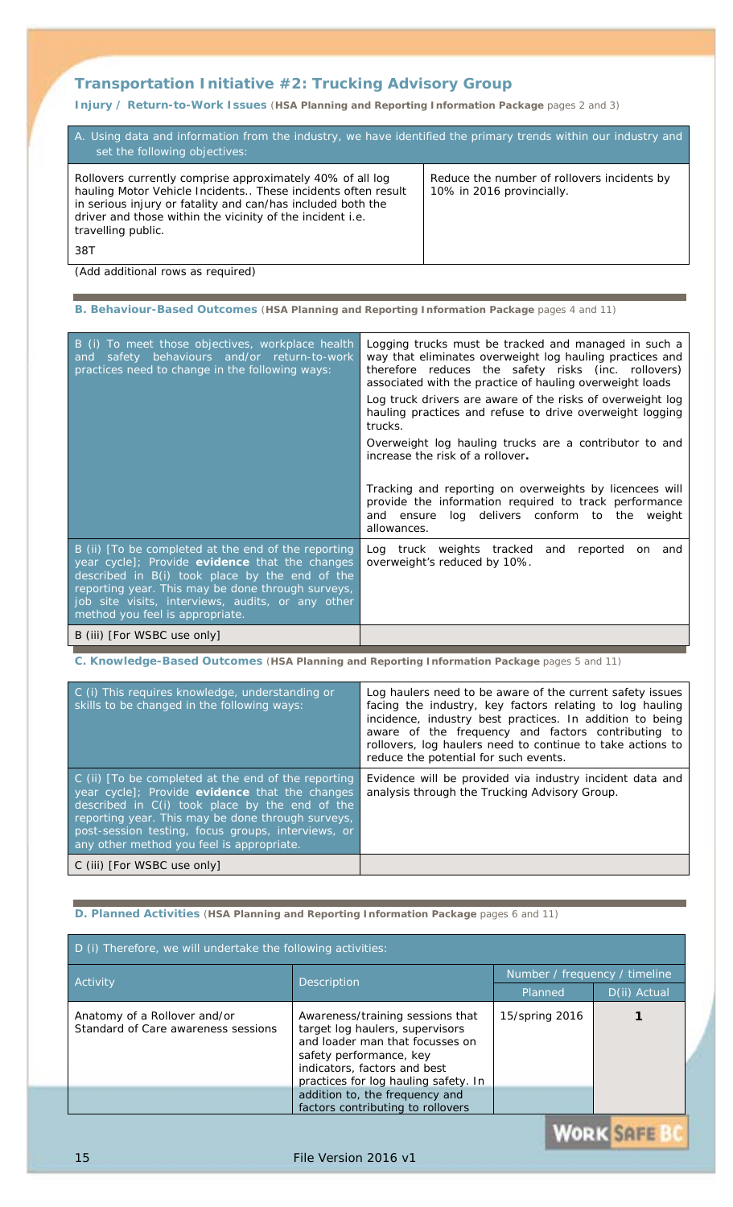## Transportation Initiative #2: Trucking Advisory Group

**Injury / Return-to-Work Issues** (**HSA Planning and Reporting Information Package** pages 2 and 3)

| A. Using data and information from the industry, we have identified the primary trends within our industry and set the following objectives: | |
|---|---|
| Rollovers currently comprise approximately 40% of all log hauling Motor Vehicle Incidents.. These incidents often result in serious injury or fatality and can/has included both the driver and those within the vicinity of the incident i.e. travelling public.<br><br>38T | Reduce the number of rollovers incidents by 10% in 2016 provincially. |

(Add additional rows as required)

**B. Behaviour-Based Outcomes** (**HSA Planning and Reporting Information Package** pages 4 and 11)

| | |
|---|---|
| B (i) To meet those objectives, workplace health and safety behaviours and/or return-to-work practices need to change in the following ways: | Logging trucks must be tracked and managed in such a way that eliminates overweight log hauling practices and therefore reduces the safety risks (inc. rollovers) associated with the practice of hauling overweight loads<br><br>Log truck drivers are aware of the risks of overweight log hauling practices and refuse to drive overweight logging trucks.<br><br>Overweight log hauling trucks are a contributor to and increase the risk of a rollover.<br><br>Tracking and reporting on overweights by licencees will provide the information required to track performance and ensure log delivers conform to the weight allowances. |
| B (ii) [To be completed at the end of the reporting year cycle]; Provide **evidence** that the changes described in B(i) took place by the end of the reporting year. This may be done through surveys, job site visits, interviews, audits, or any other method you feel is appropriate. | Log truck weights tracked and reported on and overweight's reduced by 10%. |
| B (iii) [For WSBC use only] | |

**C. Knowledge-Based Outcomes** (**HSA Planning and Reporting Information Package** pages 5 and 11)

| | |
|---|---|
| C (i) This requires knowledge, understanding or skills to be changed in the following ways: | Log haulers need to be aware of the current safety issues facing the industry, key factors relating to log hauling incidence, industry best practices. In addition to being aware of the frequency and factors contributing to rollovers, log haulers need to continue to take actions to reduce the potential for such events. |
| C (ii) [To be completed at the end of the reporting year cycle]; Provide **evidence** that the changes described in C(i) took place by the end of the reporting year. This may be done through surveys, post-session testing, focus groups, interviews, or any other method you feel is appropriate. | Evidence will be provided via industry incident data and analysis through the Trucking Advisory Group. |
| C (iii) [For WSBC use only] | |

**D. Planned Activities** (**HSA Planning and Reporting Information Package** pages 6 and 11)

D (i) Therefore, we will undertake the following activities:

| Activity | Description | Number / frequency / timeline | |
|---|---|---|---|
| | | Planned | D(ii) Actual |
| Anatomy of a Rollover and/or Standard of Care awareness sessions | Awareness/training sessions that target log haulers, supervisors and loader man that focusses on safety performance, key indicators, factors and best practices for log hauling safety. In addition to, the frequency and factors contributing to rollovers | 15/spring 2016 | **1** |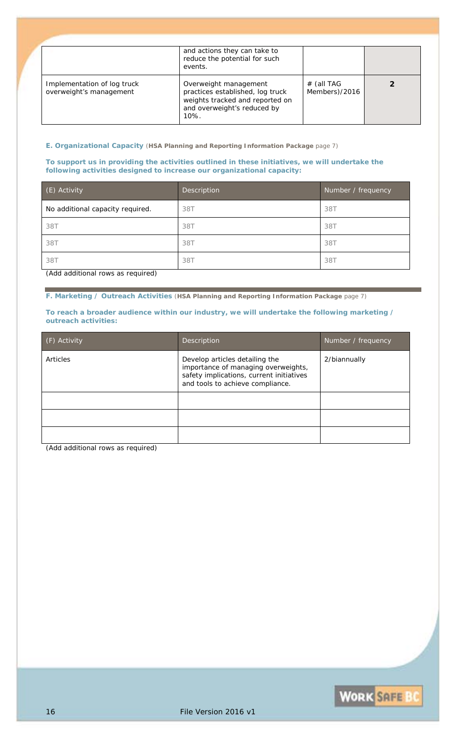|  | and actions they can take to reduce the potential for such events. |  |  |
| --- | --- | --- | --- |
| Implementation of log truck overweight's management | Overweight management practices established, log truck weights tracked and reported on and overweight's reduced by 10%. | # (all TAG Members)/2016 | **2** |

**E. Organizational Capacity** (**HSA Planning and Reporting Information Package** page 7)

**To support us in providing the activities outlined in these initiatives, we will undertake the following activities designed to increase our organizational capacity:**

| (E) Activity | Description | Number / frequency |
| --- | --- | --- |
| No additional capacity required. | 38T | 38T |
| 38T | 38T | 38T |
| 38T | 38T | 38T |
| 38T | 38T | 38T |

(Add additional rows as required)

**F. Marketing / Outreach Activities** (**HSA Planning and Reporting Information Package** page 7)

**To reach a broader audience within our industry, we will undertake the following marketing / outreach activities:**

| (F) Activity | Description | Number / frequency |
| --- | --- | --- |
| Articles | Develop articles detailing the importance of managing overweights, safety implications, current initiatives and tools to achieve compliance. | 2/biannually |
|  |  |  |
|  |  |  |
|  |  |  |

(Add additional rows as required)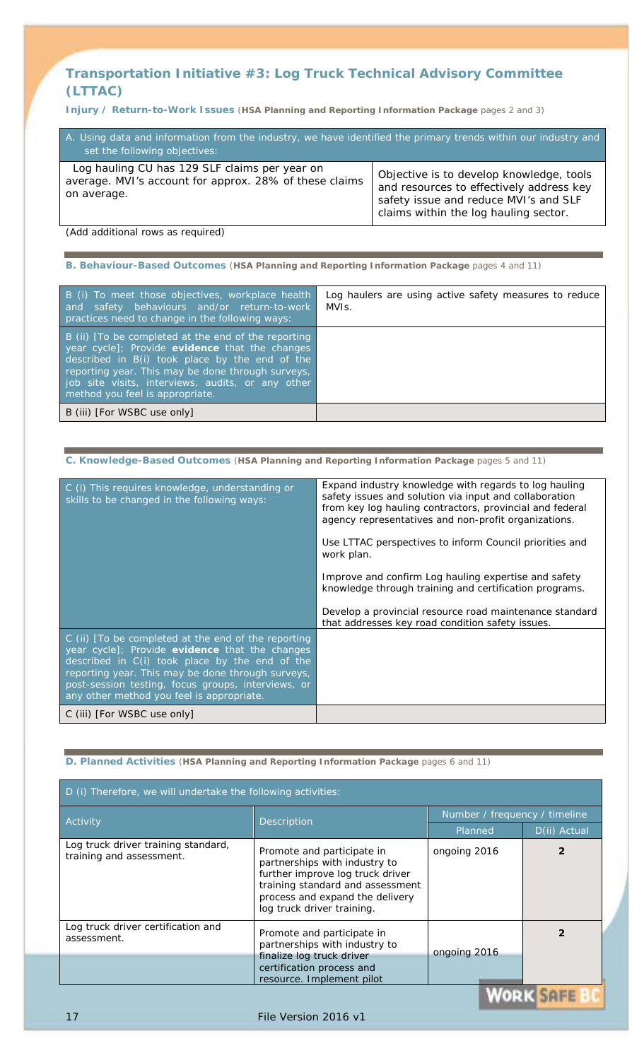## Transportation Initiative #3: Log Truck Technical Advisory Committee (LTTAC)

**Injury / Return-to-Work Issues** (**HSA Planning and Reporting Information Package** pages 2 and 3)

| A. Using data and information from the industry, we have identified the primary trends within our industry and set the following objectives: | |
|---|---|
| Log hauling CU has 129 SLF claims per year on average. MVI's account for approx. 28% of these claims on average. | Objective is to develop knowledge, tools and resources to effectively address key safety issue and reduce MVI's and SLF claims within the log hauling sector. |

(Add additional rows as required)

**B. Behaviour-Based Outcomes** (**HSA Planning and Reporting Information Package** pages 4 and 11)

| | |
|---|---|
| B (i) To meet those objectives, workplace health and safety behaviours and/or return-to-work practices need to change in the following ways: | Log haulers are using active safety measures to reduce MVIs. |
| B (ii) [To be completed at the end of the reporting year cycle]; Provide **evidence** that the changes described in B(i) took place by the end of the reporting year. This may be done through surveys, job site visits, interviews, audits, or any other method you feel is appropriate. | |
| B (iii) [For WSBC use only] | |

**C. Knowledge-Based Outcomes** (**HSA Planning and Reporting Information Package** pages 5 and 11)

| | |
|---|---|
| C (i) This requires knowledge, understanding or skills to be changed in the following ways: | Expand industry knowledge with regards to log hauling safety issues and solution via input and collaboration from key log hauling contractors, provincial and federal agency representatives and non-profit organizations.<br><br>Use LTTAC perspectives to inform Council priorities and work plan.<br><br>Improve and confirm Log hauling expertise and safety knowledge through training and certification programs.<br><br>Develop a provincial resource road maintenance standard that addresses key road condition safety issues. |
| C (ii) [To be completed at the end of the reporting year cycle]; Provide **evidence** that the changes described in C(i) took place by the end of the reporting year. This may be done through surveys, post-session testing, focus groups, interviews, or any other method you feel is appropriate. | |
| C (iii) [For WSBC use only] | |

**D. Planned Activities** (**HSA Planning and Reporting Information Package** pages 6 and 11)

D (i) Therefore, we will undertake the following activities:

| Activity | Description | Number / frequency / timeline | |
|---|---|---|---|
| | | Planned | D(ii) Actual |
| Log truck driver training standard, training and assessment. | Promote and participate in partnerships with industry to further improve log truck driver training standard and assessment process and expand the delivery log truck driver training. | ongoing 2016 | **2** |
| Log truck driver certification and assessment. | Promote and participate in partnerships with industry to finalize log truck driver certification process and resource. Implement pilot | ongoing 2016 | **2** |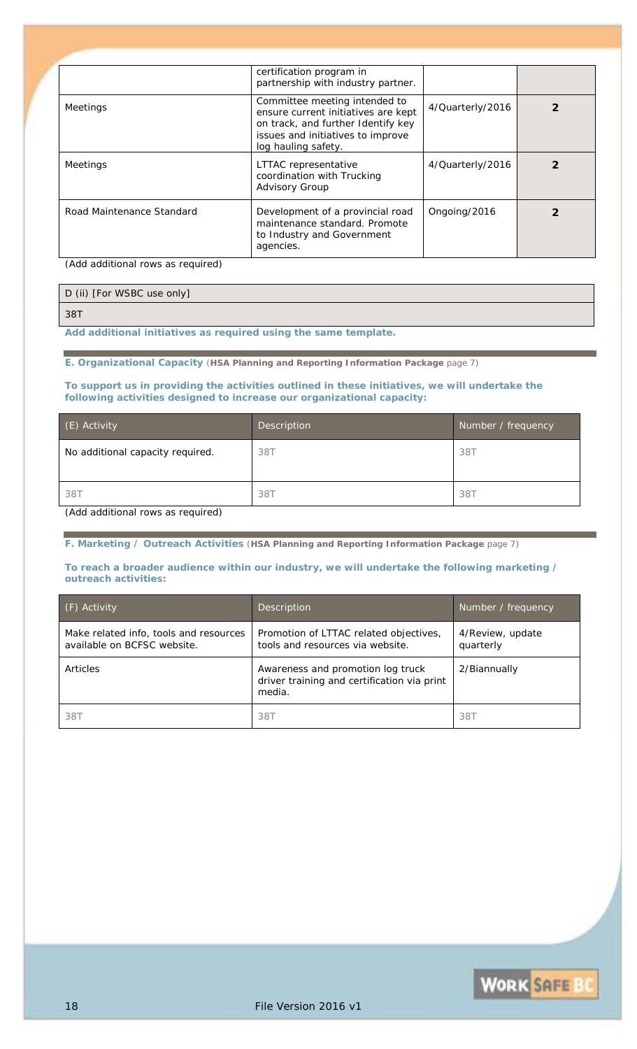| | certification program in partnership with industry partner. | | |
|---|---|---|---|
| Meetings | Committee meeting intended to ensure current initiatives are kept on track, and further Identify key issues and initiatives to improve log hauling safety. | 4/Quarterly/2016 | **2** |
| Meetings | LTTAC representative coordination with Trucking Advisory Group | 4/Quarterly/2016 | **2** |
| Road Maintenance Standard | Development of a provincial road maintenance standard. Promote to Industry and Government agencies. | Ongoing/2016 | **2** |

(Add additional rows as required)

| D (ii) [For WSBC use only] |
|---|
| 38T |

**Add additional initiatives as required using the same template.**

**E. Organizational Capacity** (**HSA Planning and Reporting Information Package** page 7)

**To support us in providing the activities outlined in these initiatives, we will undertake the following activities designed to increase our organizational capacity:**

| (E) Activity | Description | Number / frequency |
|---|---|---|
| No additional capacity required. | 38T | 38T |
| 38T | 38T | 38T |

(Add additional rows as required)

**F. Marketing / Outreach Activities** (**HSA Planning and Reporting Information Package** page 7)

**To reach a broader audience within our industry, we will undertake the following marketing / outreach activities:**

| (F) Activity | Description | Number / frequency |
|---|---|---|
| Make related info, tools and resources available on BCFSC website. | Promotion of LTTAC related objectives, tools and resources via website. | 4/Review, update quarterly |
| Articles | Awareness and promotion log truck driver training and certification via print media. | 2/Biannually |
| 38T | 38T | 38T |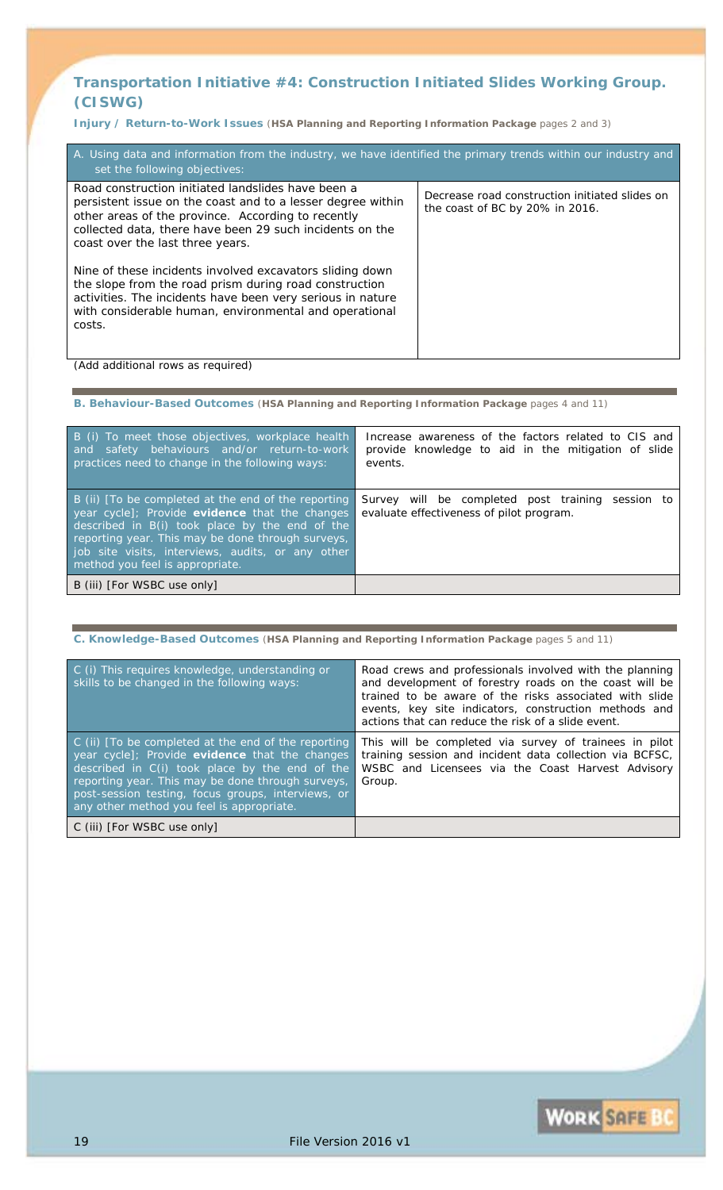## Transportation Initiative #4: Construction Initiated Slides Working Group. (CISWG)

**Injury / Return-to-Work Issues** (**HSA Planning and Reporting Information Package** pages 2 and 3)

| A. Using data and information from the industry, we have identified the primary trends within our industry and set the following objectives: | |
|---|---|
| Road construction initiated landslides have been a persistent issue on the coast and to a lesser degree within other areas of the province. According to recently collected data, there have been 29 such incidents on the coast over the last three years.<br><br>Nine of these incidents involved excavators sliding down the slope from the road prism during road construction activities. The incidents have been very serious in nature with considerable human, environmental and operational costs. | Decrease road construction initiated slides on the coast of BC by 20% in 2016. |

(Add additional rows as required)

### B. Behaviour-Based Outcomes (**HSA Planning and Reporting Information Package** pages 4 and 11)

| | |
|---|---|
| B (i) To meet those objectives, workplace health and safety behaviours and/or return-to-work practices need to change in the following ways: | Increase awareness of the factors related to CIS and provide knowledge to aid in the mitigation of slide events. |
| B (ii) [To be completed at the end of the reporting year cycle]; Provide **evidence** that the changes described in B(i) took place by the end of the reporting year. This may be done through surveys, job site visits, interviews, audits, or any other method you feel is appropriate. | Survey will be completed post training session to evaluate effectiveness of pilot program. |
| B (iii) [For WSBC use only] | |

### C. Knowledge-Based Outcomes (**HSA Planning and Reporting Information Package** pages 5 and 11)

| | |
|---|---|
| C (i) This requires knowledge, understanding or skills to be changed in the following ways: | Road crews and professionals involved with the planning and development of forestry roads on the coast will be trained to be aware of the risks associated with slide events, key site indicators, construction methods and actions that can reduce the risk of a slide event. |
| C (ii) [To be completed at the end of the reporting year cycle]; Provide **evidence** that the changes described in C(i) took place by the end of the reporting year. This may be done through surveys, post-session testing, focus groups, interviews, or any other method you feel is appropriate. | This will be completed via survey of trainees in pilot training session and incident data collection via BCFSC, WSBC and Licensees via the Coast Harvest Advisory Group. |
| C (iii) [For WSBC use only] | |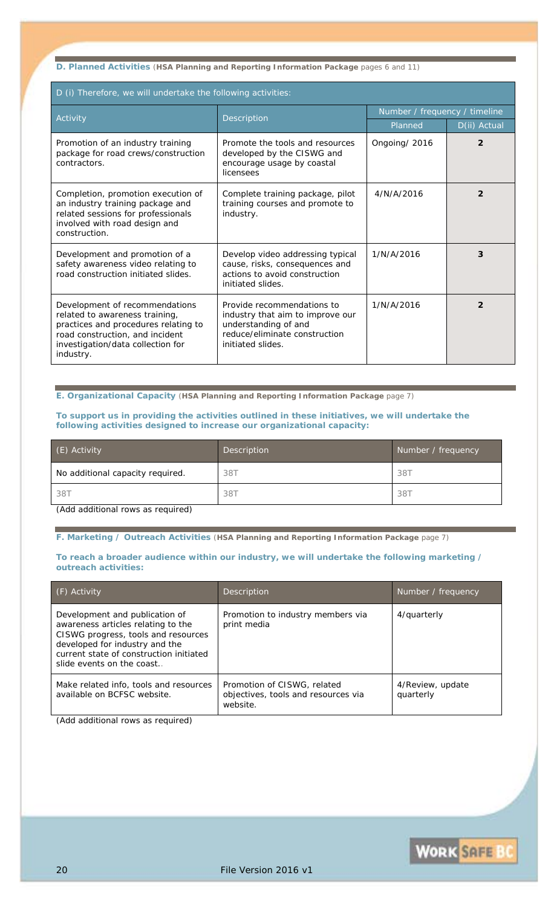**D. Planned Activities** (**HSA Planning and Reporting Information Package** pages 6 and 11)

| D (i) Therefore, we will undertake the following activities: | | | |
|---|---|---|---|
| Activity | Description | Number / frequency / timeline | |
| | | Planned | D(ii) Actual |
| Promotion of an industry training package for road crews/construction contractors. | Promote the tools and resources developed by the CISWG and encourage usage by coastal licensees | Ongoing/ 2016 | **2** |
| Completion, promotion execution of an industry training package and related sessions for professionals involved with road design and construction. | Complete training package, pilot training courses and promote to industry. | 4/N/A/2016 | **2** |
| Development and promotion of a safety awareness video relating to road construction initiated slides. | Develop video addressing typical cause, risks, consequences and actions to avoid construction initiated slides. | 1/N/A/2016 | **3** |
| Development of recommendations related to awareness training, practices and procedures relating to road construction, and incident investigation/data collection for industry. | Provide recommendations to industry that aim to improve our understanding of and reduce/eliminate construction initiated slides. | 1/N/A/2016 | **2** |

**E. Organizational Capacity** (**HSA Planning and Reporting Information Package** page 7)

**To support us in providing the activities outlined in these initiatives, we will undertake the following activities designed to increase our organizational capacity:**

| (E) Activity | Description | Number / frequency |
|---|---|---|
| No additional capacity required. | 38T | 38T |
| 38T | 38T | 38T |

(Add additional rows as required)

**F. Marketing / Outreach Activities** (**HSA Planning and Reporting Information Package** page 7)

**To reach a broader audience within our industry, we will undertake the following marketing / outreach activities:**

| (F) Activity | Description | Number / frequency |
|---|---|---|
| Development and publication of awareness articles relating to the CISWG progress, tools and resources developed for industry and the current state of construction initiated slide events on the coast.. | Promotion to industry members via print media | 4/quarterly |
| Make related info, tools and resources available on BCFSC website. | Promotion of CISWG, related objectives, tools and resources via website. | 4/Review, update quarterly |

(Add additional rows as required)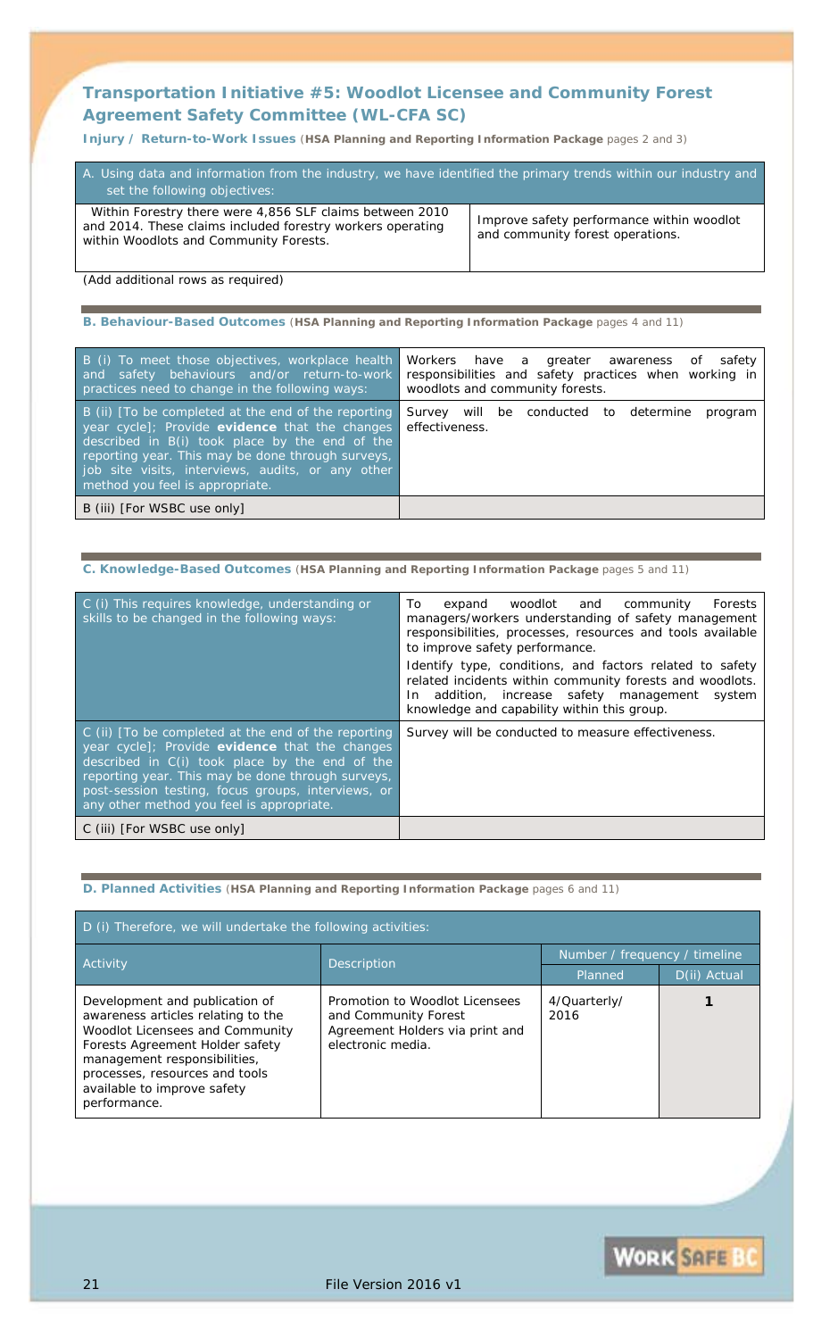## Transportation Initiative #5: Woodlot Licensee and Community Forest Agreement Safety Committee (WL-CFA SC)

**Injury / Return-to-Work Issues** (**HSA Planning and Reporting Information Package** pages 2 and 3)

| A. Using data and information from the industry, we have identified the primary trends within our industry and set the following objectives: | |
|---|---|
| Within Forestry there were 4,856 SLF claims between 2010 and 2014. These claims included forestry workers operating within Woodlots and Community Forests. | Improve safety performance within woodlot and community forest operations. |

(Add additional rows as required)

### B. Behaviour-Based Outcomes (HSA Planning and Reporting Information Package pages 4 and 11)

| | |
|---|---|
| B (i) To meet those objectives, workplace health and safety behaviours and/or return-to-work practices need to change in the following ways: | Workers have a greater awareness of safety responsibilities and safety practices when working in woodlots and community forests. |
| B (ii) [To be completed at the end of the reporting year cycle]; Provide **evidence** that the changes described in B(i) took place by the end of the reporting year. This may be done through surveys, job site visits, interviews, audits, or any other method you feel is appropriate. | Survey will be conducted to determine program effectiveness. |
| B (iii) [For WSBC use only] | |

### C. Knowledge-Based Outcomes (HSA Planning and Reporting Information Package pages 5 and 11)

| | |
|---|---|
| C (i) This requires knowledge, understanding or skills to be changed in the following ways: | To expand woodlot and community Forests managers/workers understanding of safety management responsibilities, processes, resources and tools available to improve safety performance.<br><br>Identify type, conditions, and factors related to safety related incidents within community forests and woodlots. In addition, increase safety management system knowledge and capability within this group. |
| C (ii) [To be completed at the end of the reporting year cycle]; Provide **evidence** that the changes described in C(i) took place by the end of the reporting year. This may be done through surveys, post-session testing, focus groups, interviews, or any other method you feel is appropriate. | Survey will be conducted to measure effectiveness. |
| C (iii) [For WSBC use only] | |

### D. Planned Activities (HSA Planning and Reporting Information Package pages 6 and 11)

D (i) Therefore, we will undertake the following activities:

| Activity | Description | Number / frequency / timeline | |
|---|---|---|---|
| | | Planned | D(ii) Actual |
| Development and publication of awareness articles relating to the Woodlot Licensees and Community Forests Agreement Holder safety management responsibilities, processes, resources and tools available to improve safety performance. | Promotion to Woodlot Licensees and Community Forest Agreement Holders via print and electronic media. | 4/Quarterly/ 2016 | **1** |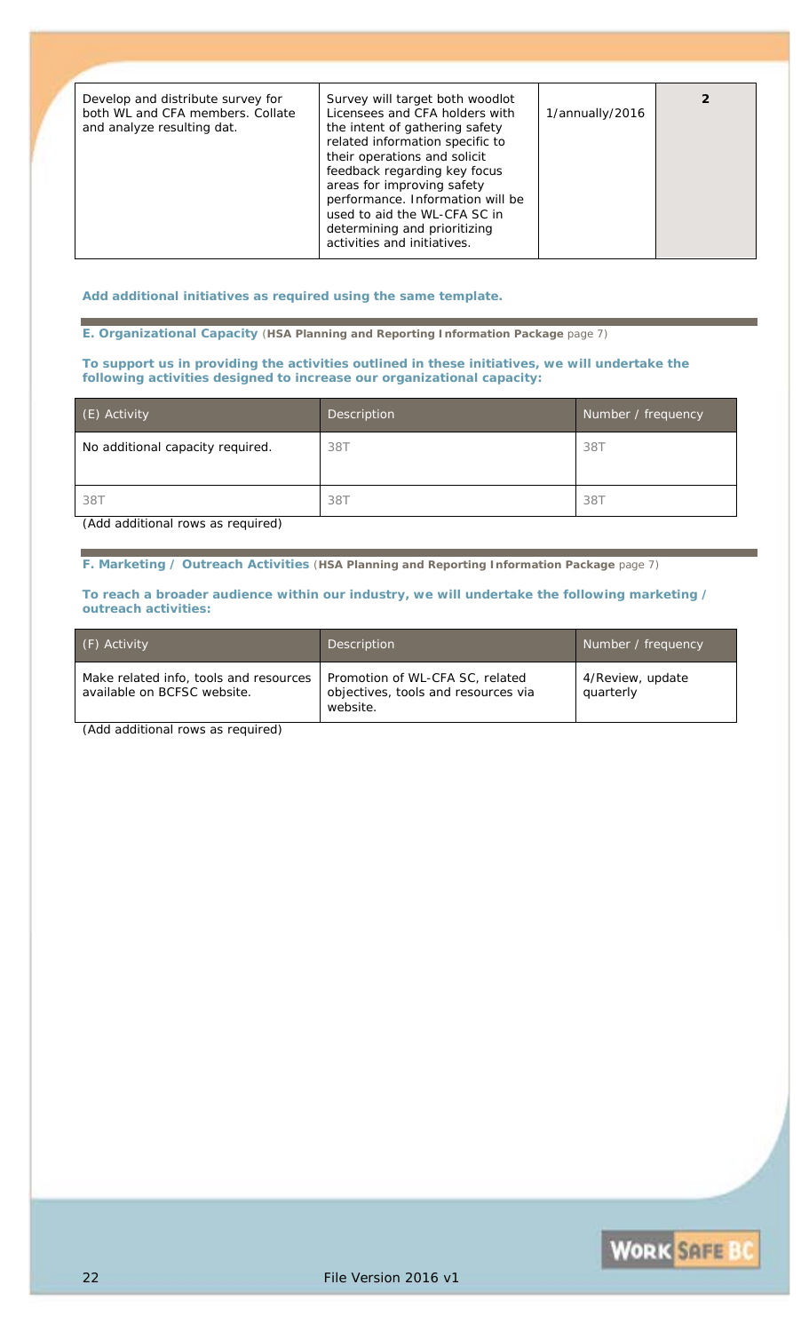| Develop and distribute survey for both WL and CFA members. Collate and analyze resulting dat. | Survey will target both woodlot Licensees and CFA holders with the intent of gathering safety related information specific to their operations and solicit feedback regarding key focus areas for improving safety performance. Information will be used to aid the WL-CFA SC in determining and prioritizing activities and initiatives. | 1/annually/2016 | **2** |
|---|---|---|---|

**Add additional initiatives as required using the same template.**

**E. Organizational Capacity** (**HSA Planning and Reporting Information Package** page 7)

**To support us in providing the activities outlined in these initiatives, we will undertake the following activities designed to increase our organizational capacity:**

| (E) Activity | Description | Number / frequency |
|---|---|---|
| No additional capacity required. | 38T | 38T |
| 38T | 38T | 38T |

(Add additional rows as required)

**F. Marketing / Outreach Activities** (**HSA Planning and Reporting Information Package** page 7)

**To reach a broader audience within our industry, we will undertake the following marketing / outreach activities:**

| (F) Activity | Description | Number / frequency |
|---|---|---|
| Make related info, tools and resources available on BCFSC website. | Promotion of WL-CFA SC, related objectives, tools and resources via website. | 4/Review, update quarterly |

(Add additional rows as required)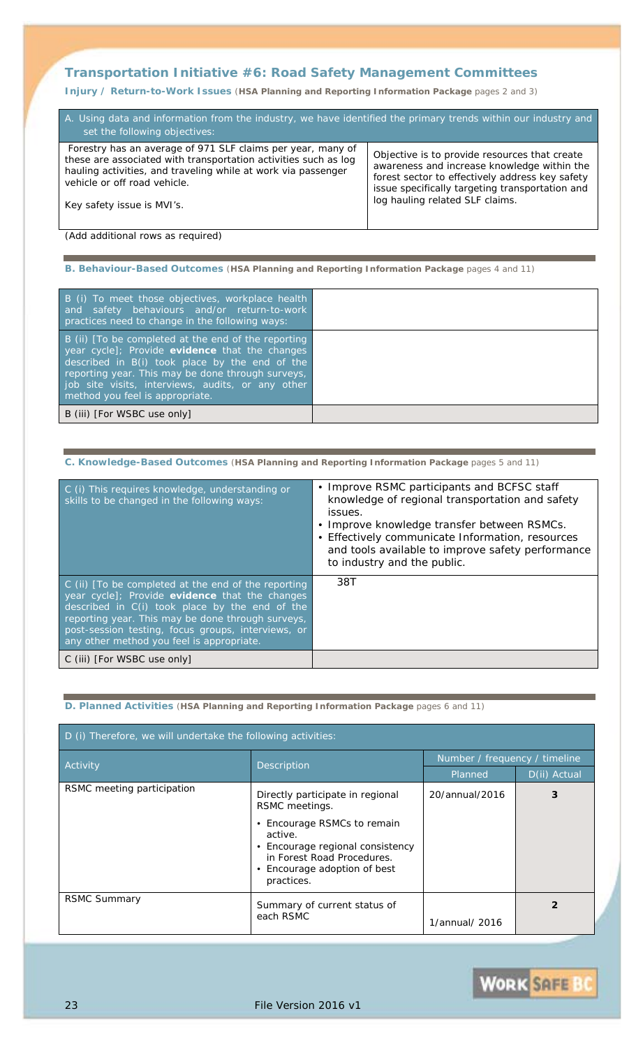## Transportation Initiative #6: Road Safety Management Committees

**Injury / Return-to-Work Issues** (**HSA Planning and Reporting Information Package** pages 2 and 3)

| A. Using data and information from the industry, we have identified the primary trends within our industry and set the following objectives: | |
|---|---|
| Forestry has an average of 971 SLF claims per year, many of these are associated with transportation activities such as log hauling activities, and traveling while at work via passenger vehicle or off road vehicle.<br><br>Key safety issue is MVI's. | Objective is to provide resources that create awareness and increase knowledge within the forest sector to effectively address key safety issue specifically targeting transportation and log hauling related SLF claims. |

(Add additional rows as required)

**B. Behaviour-Based Outcomes** (**HSA Planning and Reporting Information Package** pages 4 and 11)

| | |
|---|---|
| B (i) To meet those objectives, workplace health and safety behaviours and/or return-to-work practices need to change in the following ways: | |
| B (ii) [To be completed at the end of the reporting year cycle]; Provide **evidence** that the changes described in B(i) took place by the end of the reporting year. This may be done through surveys, job site visits, interviews, audits, or any other method you feel is appropriate. | |
| B (iii) [For WSBC use only] | |

**C. Knowledge-Based Outcomes** (**HSA Planning and Reporting Information Package** pages 5 and 11)

| | |
|---|---|
| C (i) This requires knowledge, understanding or skills to be changed in the following ways: | • Improve RSMC participants and BCFSC staff knowledge of regional transportation and safety issues.<br>• Improve knowledge transfer between RSMCs.<br>• Effectively communicate Information, resources and tools available to improve safety performance to industry and the public. |
| C (ii) [To be completed at the end of the reporting year cycle]; Provide **evidence** that the changes described in C(i) took place by the end of the reporting year. This may be done through surveys, post-session testing, focus groups, interviews, or any other method you feel is appropriate. | 38T |
| C (iii) [For WSBC use only] | |

**D. Planned Activities** (**HSA Planning and Reporting Information Package** pages 6 and 11)

D (i) Therefore, we will undertake the following activities:

| Activity | Description | Number / frequency / timeline | |
|---|---|---|---|
| | | Planned | D(ii) Actual |
| RSMC meeting participation | Directly participate in regional RSMC meetings.<br>• Encourage RSMCs to remain active.<br>• Encourage regional consistency in Forest Road Procedures.<br>• Encourage adoption of best practices. | 20/annual/2016 | **3** |
| RSMC Summary | Summary of current status of each RSMC | 1/annual/ 2016 | **2** |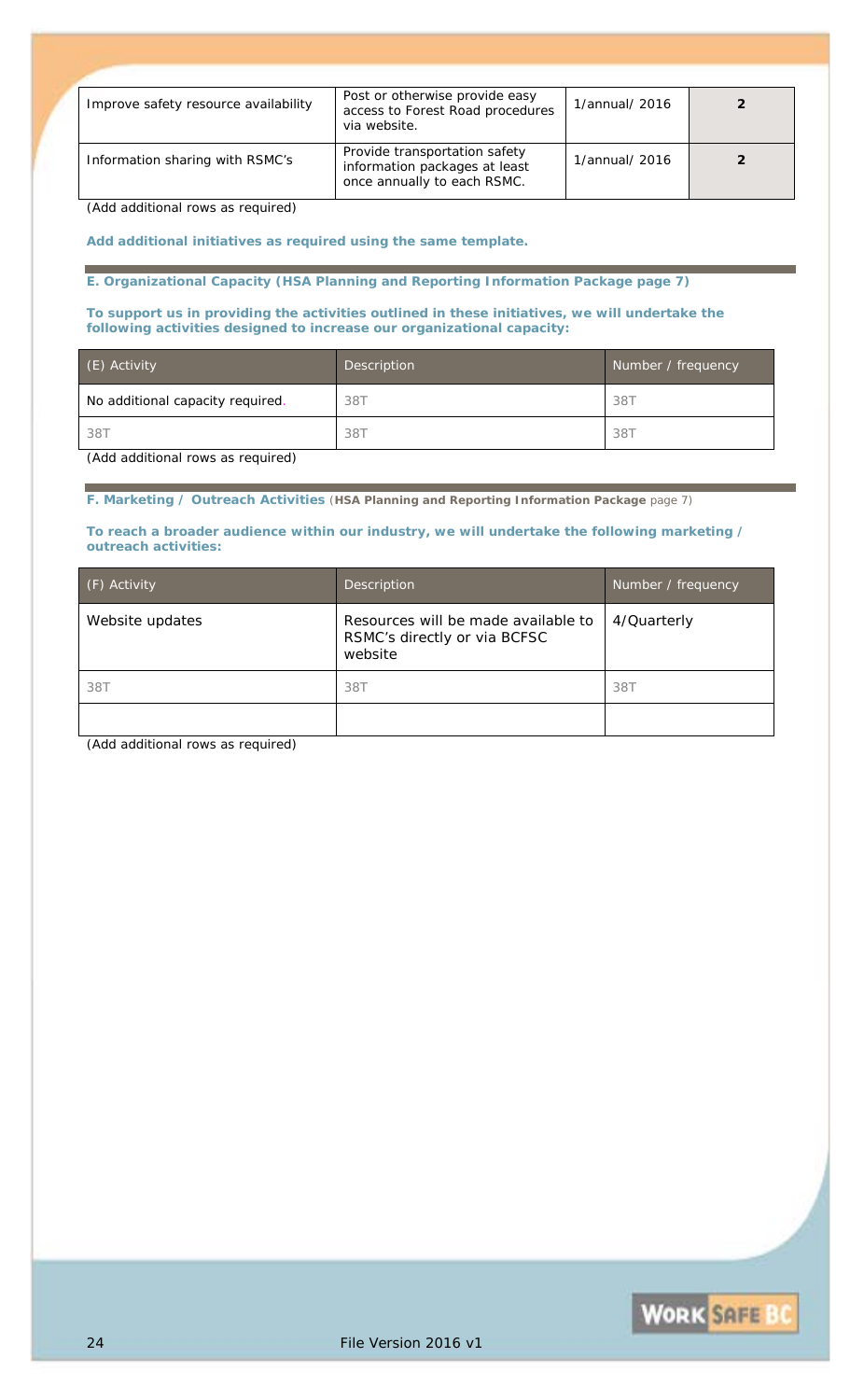| Improve safety resource availability | Post or otherwise provide easy access to Forest Road procedures via website. | 1/annual/ 2016 | **2** |
|---|---|---|---|
| Information sharing with RSMC's | Provide transportation safety information packages at least once annually to each RSMC. | 1/annual/ 2016 | **2** |

(Add additional rows as required)

**Add additional initiatives as required using the same template.**

### E. Organizational Capacity (HSA Planning and Reporting Information Package page 7)

**To support us in providing the activities outlined in these initiatives, we will undertake the following activities designed to increase our organizational capacity:**

| (E) Activity | Description | Number / frequency |
|---|---|---|
| No additional capacity required. | 38T | 38T |
| 38T | 38T | 38T |

(Add additional rows as required)

### F. Marketing / Outreach Activities (HSA Planning and Reporting Information Package page 7)

**To reach a broader audience within our industry, we will undertake the following marketing / outreach activities:**

| (F) Activity | Description | Number / frequency |
|---|---|---|
| Website updates | Resources will be made available to RSMC's directly or via BCFSC website | 4/Quarterly |
| 38T | 38T | 38T |
| | | |

(Add additional rows as required)

File Version 2016 v1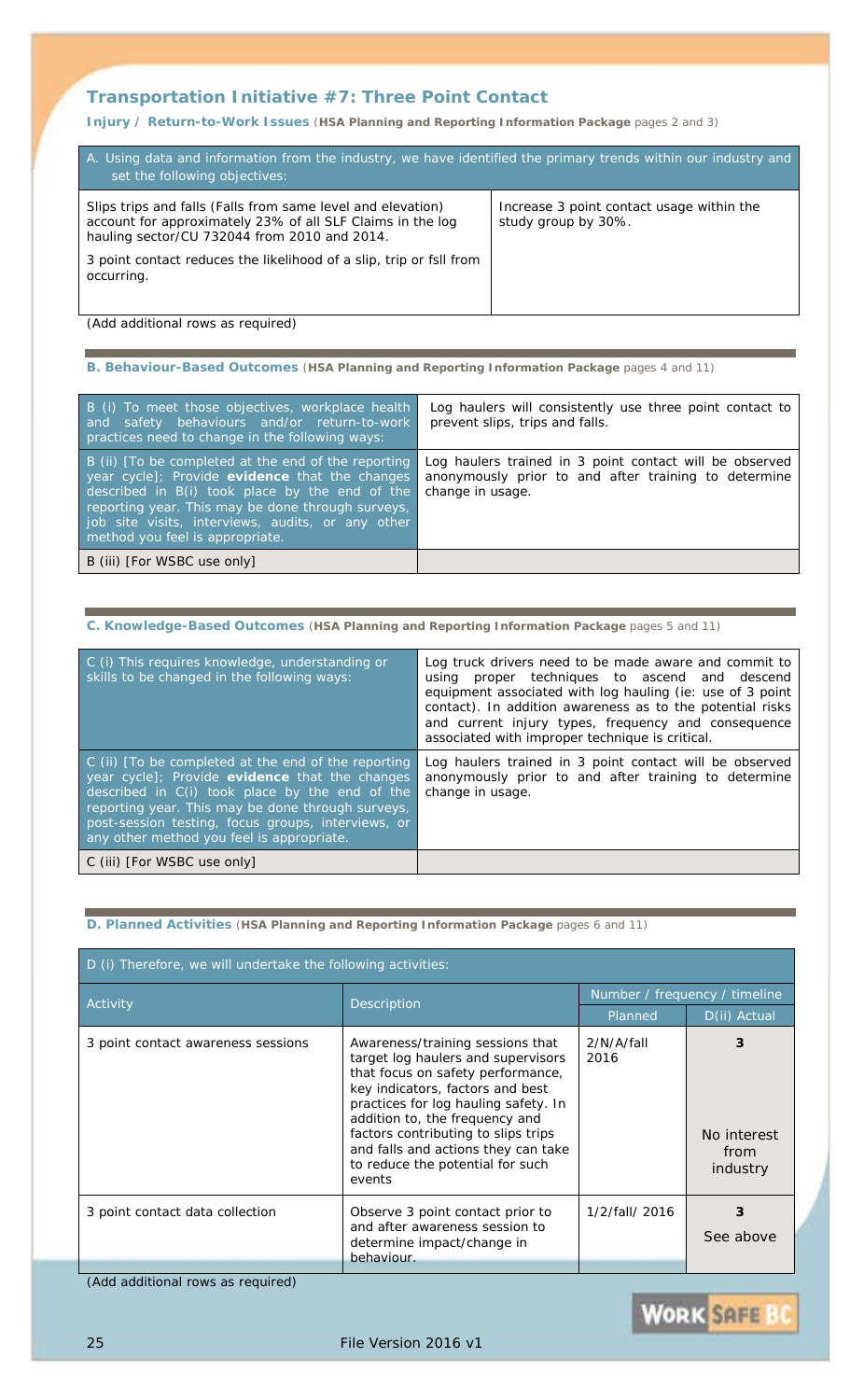## Transportation Initiative #7: Three Point Contact

**Injury / Return-to-Work Issues** (**HSA Planning and Reporting Information Package** pages 2 and 3)

| A. Using data and information from the industry, we have identified the primary trends within our industry and set the following objectives: | |
|---|---|
| Slips trips and falls (Falls from same level and elevation) account for approximately 23% of all SLF Claims in the log hauling sector/CU 732044 from 2010 and 2014.<br><br>3 point contact reduces the likelihood of a slip, trip or fsll from occurring. | Increase 3 point contact usage within the study group by 30%. |

(Add additional rows as required)

**B. Behaviour-Based Outcomes** (**HSA Planning and Reporting Information Package** pages 4 and 11)

| | |
|---|---|
| B (i) To meet those objectives, workplace health and safety behaviours and/or return-to-work practices need to change in the following ways: | Log haulers will consistently use three point contact to prevent slips, trips and falls. |
| B (ii) [To be completed at the end of the reporting year cycle]; Provide **evidence** that the changes described in B(i) took place by the end of the reporting year. This may be done through surveys, job site visits, interviews, audits, or any other method you feel is appropriate. | Log haulers trained in 3 point contact will be observed anonymously prior to and after training to determine change in usage. |
| B (iii) [For WSBC use only] | |

**C. Knowledge-Based Outcomes** (**HSA Planning and Reporting Information Package** pages 5 and 11)

| | |
|---|---|
| C (i) This requires knowledge, understanding or skills to be changed in the following ways: | Log truck drivers need to be made aware and commit to using proper techniques to ascend and descend equipment associated with log hauling (ie: use of 3 point contact). In addition awareness as to the potential risks and current injury types, frequency and consequence associated with improper technique is critical. |
| C (ii) [To be completed at the end of the reporting year cycle]; Provide **evidence** that the changes described in C(i) took place by the end of the reporting year. This may be done through surveys, post-session testing, focus groups, interviews, or any other method you feel is appropriate. | Log haulers trained in 3 point contact will be observed anonymously prior to and after training to determine change in usage. |
| C (iii) [For WSBC use only] | |

**D. Planned Activities** (**HSA Planning and Reporting Information Package** pages 6 and 11)

D (i) Therefore, we will undertake the following activities:

| Activity | Description | Number / frequency / timeline | |
|---|---|---|---|
| | | Planned | D(ii) Actual |
| 3 point contact awareness sessions | Awareness/training sessions that target log haulers and supervisors that focus on safety performance, key indicators, factors and best practices for log hauling safety. In addition to, the frequency and factors contributing to slips trips and falls and actions they can take to reduce the potential for such events | 2/N/A/fall 2016 | **3**<br><br>No interest from industry |
| 3 point contact data collection | Observe 3 point contact prior to and after awareness session to determine impact/change in behaviour. | 1/2/fall/ 2016 | **3**<br><br>See above |

(Add additional rows as required)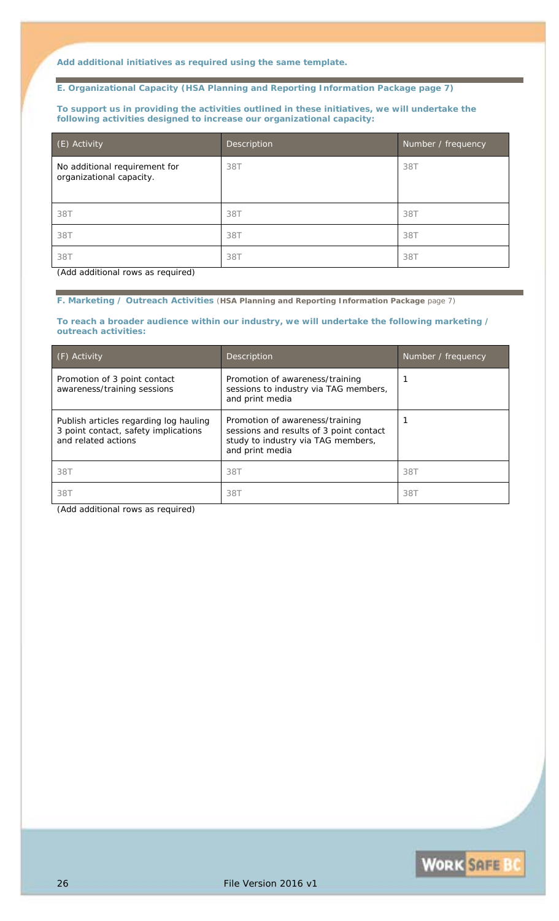**Add additional initiatives as required using the same template.**

### E. Organizational Capacity (HSA Planning and Reporting Information Package page 7)

**To support us in providing the activities outlined in these initiatives, we will undertake the following activities designed to increase our organizational capacity:**

| (E) Activity | Description | Number / frequency |
|---|---|---|
| No additional requirement for organizational capacity. | 38T | 38T |
| 38T | 38T | 38T |
| 38T | 38T | 38T |
| 38T | 38T | 38T |

(Add additional rows as required)

### F. Marketing / Outreach Activities (HSA Planning and Reporting Information Package page 7)

**To reach a broader audience within our industry, we will undertake the following marketing / outreach activities:**

| (F) Activity | Description | Number / frequency |
|---|---|---|
| Promotion of 3 point contact awareness/training sessions | Promotion of awareness/training sessions to industry via TAG members, and print media | 1 |
| Publish articles regarding log hauling 3 point contact, safety implications and related actions | Promotion of awareness/training sessions and results of 3 point contact study to industry via TAG members, and print media | 1 |
| 38T | 38T | 38T |
| 38T | 38T | 38T |

(Add additional rows as required)

File Version 2016 v1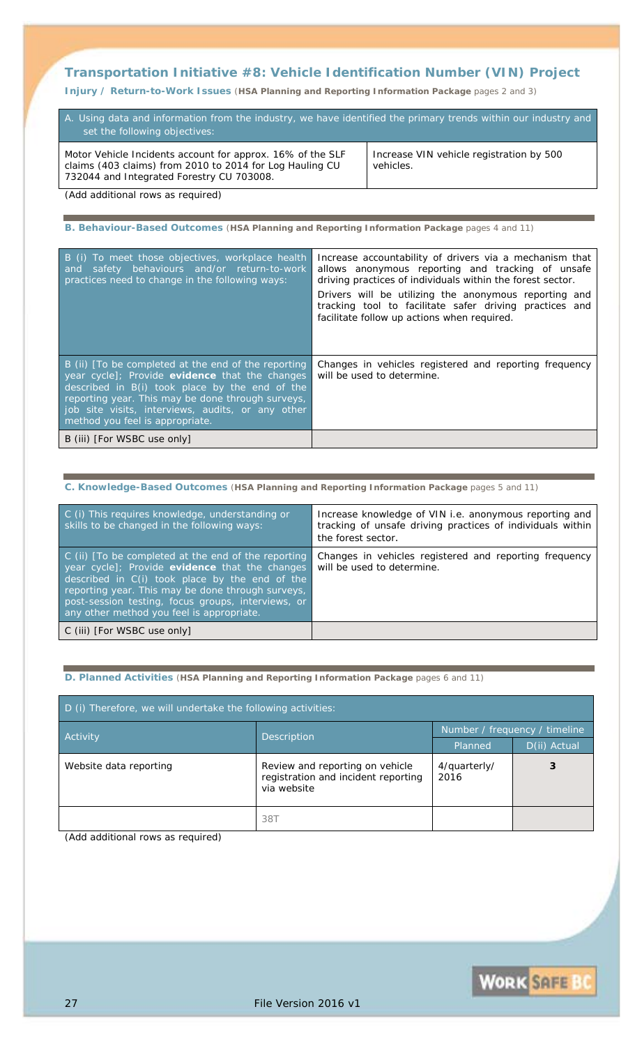## Transportation Initiative #8: Vehicle Identification Number (VIN) Project

**Injury / Return-to-Work Issues** (**HSA Planning and Reporting Information Package** pages 2 and 3)

| A. Using data and information from the industry, we have identified the primary trends within our industry and set the following objectives: | |
|---|---|
| *Motor Vehicle Incidents account for approx. 16% of the SLF claims (403 claims) from 2010 to 2014 for Log Hauling CU 732044 and Integrated Forestry CU 703008.* | *Increase VIN vehicle registration by 500 vehicles.* |

(Add additional rows as required)

**B. Behaviour-Based Outcomes** (**HSA Planning and Reporting Information Package** pages 4 and 11)

| | |
|---|---|
| B (i) To meet those objectives, workplace health and safety behaviours and/or return-to-work practices need to change in the following ways: | *Increase accountability of drivers via a mechanism that allows anonymous reporting and tracking of unsafe driving practices of individuals within the forest sector.*<br>*Drivers will be utilizing the anonymous reporting and tracking tool to facilitate safer driving practices and facilitate follow up actions when required.* |
| B (ii) [To be completed at the end of the reporting year cycle]; Provide **evidence** that the changes described in B(i) took place by the end of the reporting year. This may be done through surveys, job site visits, interviews, audits, or any other method you feel is appropriate. | *Changes in vehicles registered and reporting frequency will be used to determine.* |
| B (iii) [For WSBC use only] | |

**C. Knowledge-Based Outcomes** (**HSA Planning and Reporting Information Package** pages 5 and 11)

| | |
|---|---|
| C (i) This requires knowledge, understanding or skills to be changed in the following ways: | *Increase knowledge of VIN i.e. anonymous reporting and tracking of unsafe driving practices of individuals within the forest sector.* |
| C (ii) [To be completed at the end of the reporting year cycle]; Provide **evidence** that the changes described in C(i) took place by the end of the reporting year. This may be done through surveys, post-session testing, focus groups, interviews, or any other method you feel is appropriate. | *Changes in vehicles registered and reporting frequency will be used to determine.* |
| C (iii) [For WSBC use only] | |

**D. Planned Activities** (**HSA Planning and Reporting Information Package** pages 6 and 11)

D (i) Therefore, we will undertake the following activities:

| Activity | Description | Number / frequency / timeline | |
|---|---|---|---|
| | | Planned | D(ii) Actual |
| *Website data reporting* | *Review and reporting on vehicle registration and incident reporting via website* | *4/quarterly/ 2016* | **3** |
| | 38T | | |

(Add additional rows as required)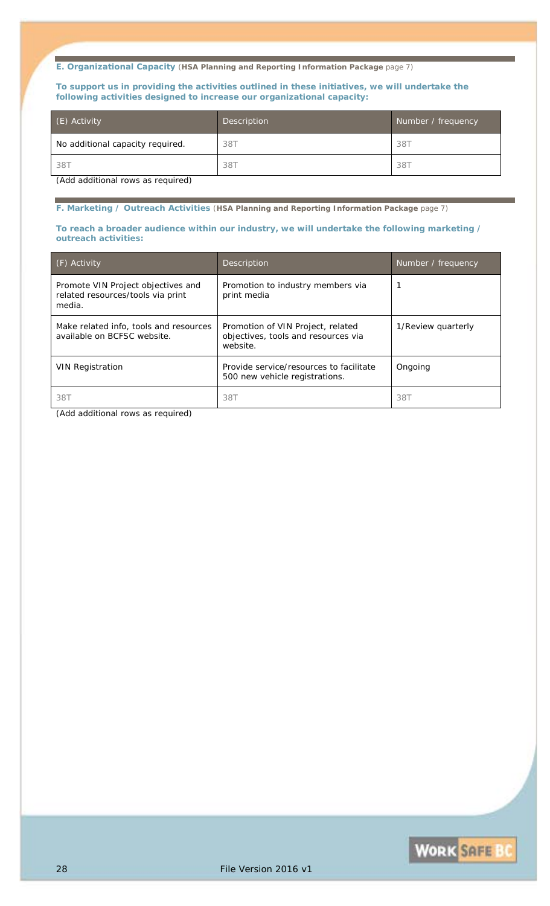**E. Organizational Capacity** (**HSA Planning and Reporting Information Package** page 7)

**To support us in providing the activities outlined in these initiatives, we will undertake the following activities designed to increase our organizational capacity:**

| (E) Activity | Description | Number / frequency |
|---|---|---|
| No additional capacity required. | 38T | 38T |
| 38T | 38T | 38T |

(Add additional rows as required)

**F. Marketing / Outreach Activities** (**HSA Planning and Reporting Information Package** page 7)

**To reach a broader audience within our industry, we will undertake the following marketing / outreach activities:**

| (F) Activity | Description | Number / frequency |
|---|---|---|
| Promote VIN Project objectives and related resources/tools via print media. | Promotion to industry members via print media | 1 |
| Make related info, tools and resources available on BCFSC website. | Promotion of VIN Project, related objectives, tools and resources via website. | 1/Review quarterly |
| VIN Registration | Provide service/resources to facilitate 500 new vehicle registrations. | Ongoing |
| 38T | 38T | 38T |

(Add additional rows as required)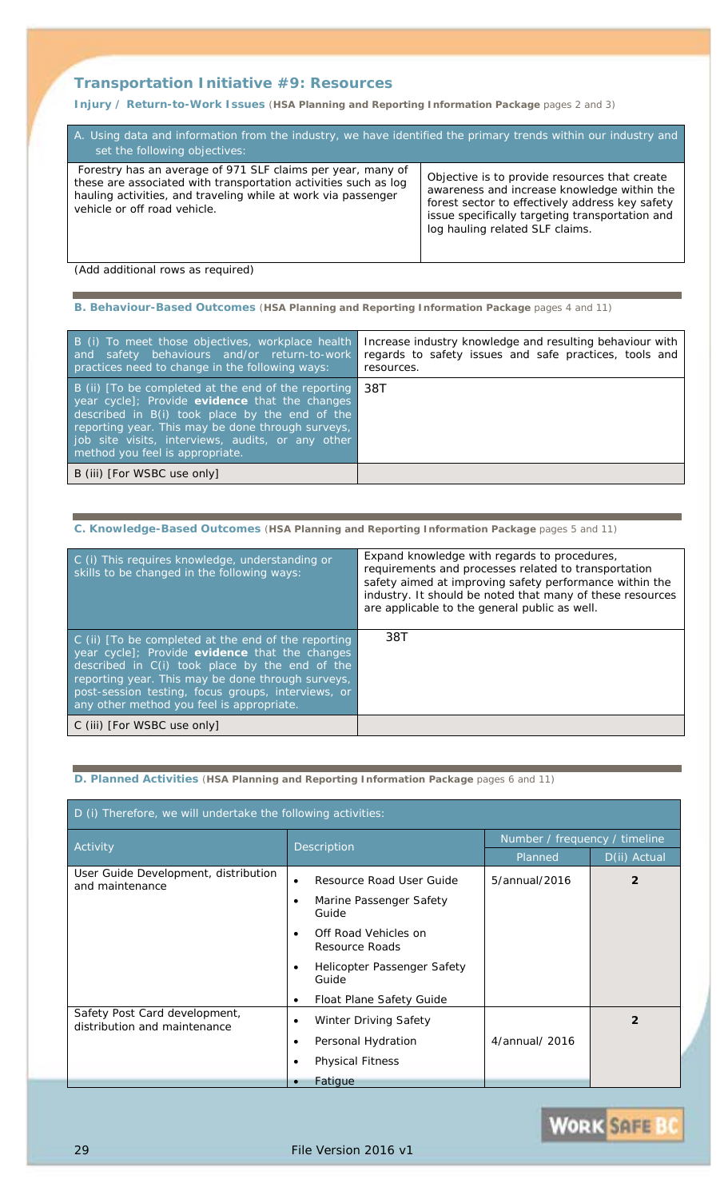## Transportation Initiative #9: Resources

**Injury / Return-to-Work Issues** (**HSA Planning and Reporting Information Package** pages 2 and 3)

| A. Using data and information from the industry, we have identified the primary trends within our industry and set the following objectives: | |
|---|---|
| Forestry has an average of 971 SLF claims per year, many of these are associated with transportation activities such as log hauling activities, and traveling while at work via passenger vehicle or off road vehicle. | Objective is to provide resources that create awareness and increase knowledge within the forest sector to effectively address key safety issue specifically targeting transportation and log hauling related SLF claims. |

(Add additional rows as required)

**B. Behaviour-Based Outcomes** (**HSA Planning and Reporting Information Package** pages 4 and 11)

| | |
|---|---|
| B (i) To meet those objectives, workplace health and safety behaviours and/or return-to-work practices need to change in the following ways: | Increase industry knowledge and resulting behaviour with regards to safety issues and safe practices, tools and resources. |
| B (ii) [To be completed at the end of the reporting year cycle]; Provide **evidence** that the changes described in B(i) took place by the end of the reporting year. This may be done through surveys, job site visits, interviews, audits, or any other method you feel is appropriate. | 38T |
| B (iii) [For WSBC use only] | |

**C. Knowledge-Based Outcomes** (**HSA Planning and Reporting Information Package** pages 5 and 11)

| | |
|---|---|
| C (i) This requires knowledge, understanding or skills to be changed in the following ways: | Expand knowledge with regards to procedures, requirements and processes related to transportation safety aimed at improving safety performance within the industry. It should be noted that many of these resources are applicable to the general public as well. |
| C (ii) [To be completed at the end of the reporting year cycle]; Provide **evidence** that the changes described in C(i) took place by the end of the reporting year. This may be done through surveys, post-session testing, focus groups, interviews, or any other method you feel is appropriate. | 38T |
| C (iii) [For WSBC use only] | |

**D. Planned Activities** (**HSA Planning and Reporting Information Package** pages 6 and 11)

D (i) Therefore, we will undertake the following activities:

| Activity | Description | Number / frequency / timeline | |
|---|---|---|---|
| | | Planned | D(ii) Actual |
| User Guide Development, distribution and maintenance | • Resource Road User Guide<br>• Marine Passenger Safety Guide<br>• Off Road Vehicles on Resource Roads<br>• Helicopter Passenger Safety Guide<br>• Float Plane Safety Guide | 5/annual/2016 | 2 |
| Safety Post Card development, distribution and maintenance | • Winter Driving Safety<br>• Personal Hydration<br>• Physical Fitness<br>• Fatigue | 4/annual/ 2016 | 2 |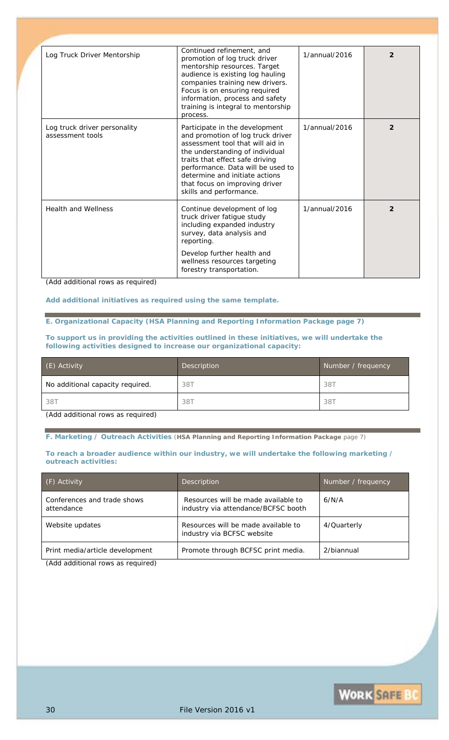| | | | |
|---|---|---|---|
| Log Truck Driver Mentorship | Continued refinement, and promotion of log truck driver mentorship resources. Target audience is existing log hauling companies training new drivers. Focus is on ensuring required information, process and safety training is integral to mentorship process. | 1/annual/2016 | **2** |
| Log truck driver personality assessment tools | Participate in the development and promotion of log truck driver assessment tool that will aid in the understanding of individual traits that effect safe driving performance. Data will be used to determine and initiate actions that focus on improving driver skills and performance. | 1/annual/2016 | **2** |
| Health and Wellness | Continue development of log truck driver fatigue study including expanded industry survey, data analysis and reporting.<br><br>Develop further health and wellness resources targeting forestry transportation. | 1/annual/2016 | **2** |

*(Add additional rows as required)*

**Add additional initiatives as required using the same template.**

**E. Organizational Capacity (HSA Planning and Reporting Information Package page 7)**

**To support us in providing the activities outlined in these initiatives, we will undertake the following activities designed to increase our organizational capacity:**

| (E) Activity | Description | Number / frequency |
|---|---|---|
| No additional capacity required. | 38T | 38T |
| 38T | 38T | 38T |

*(Add additional rows as required)*

**F. Marketing / Outreach Activities** (**HSA Planning and Reporting Information Package** page 7)

**To reach a broader audience within our industry, we will undertake the following marketing / outreach activities:**

| (F) Activity | Description | Number / frequency |
|---|---|---|
| Conferences and trade shows attendance | Resources will be made available to industry via attendance/BCFSC booth | 6/N/A |
| Website updates | Resources will be made available to industry via BCFSC website | 4/Quarterly |
| Print media/article development | Promote through BCFSC print media. | 2/biannual |

*(Add additional rows as required)*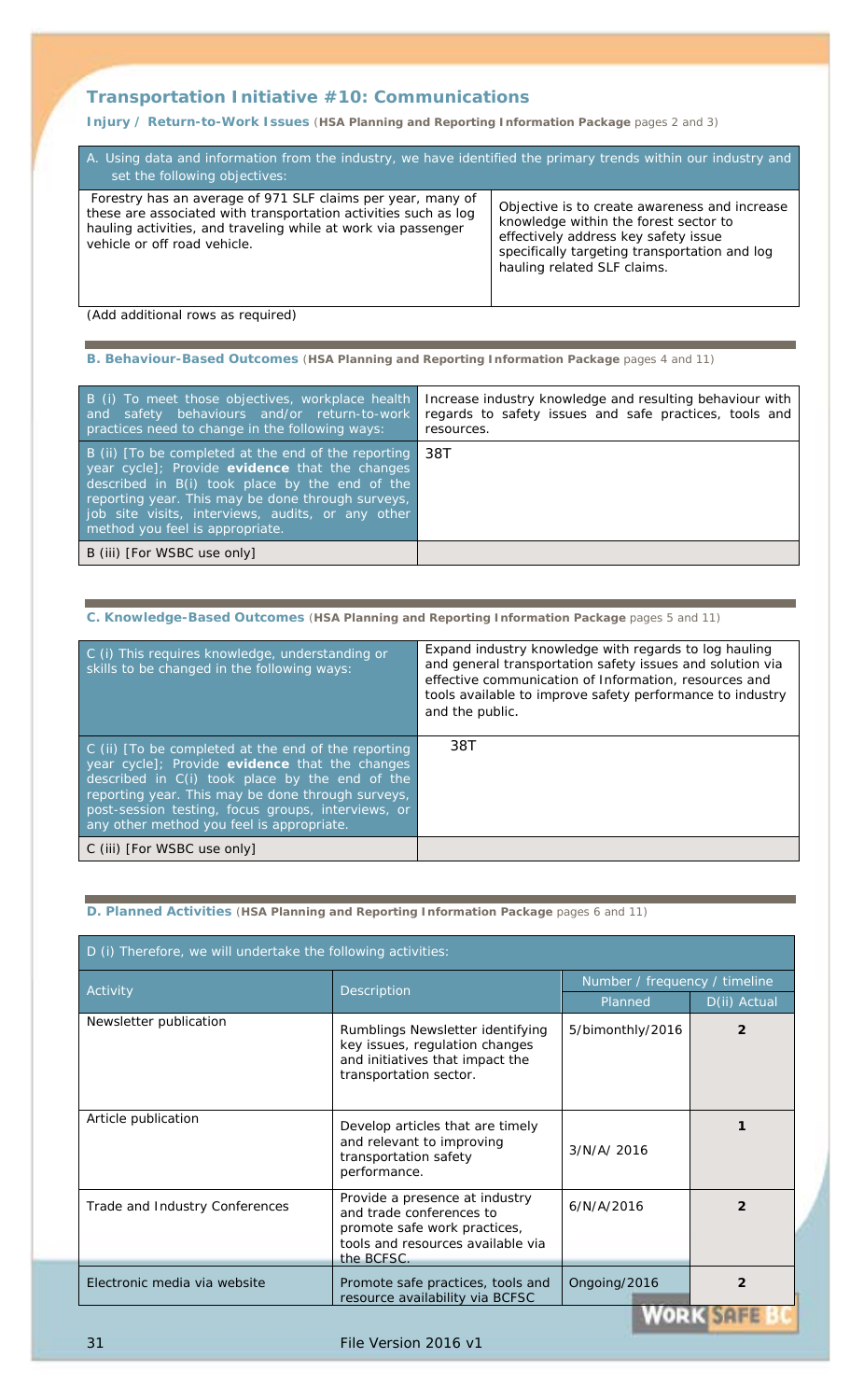## Transportation Initiative #10: Communications

**Injury / Return-to-Work Issues** (**HSA Planning and Reporting Information Package** pages 2 and 3)

| A. Using data and information from the industry, we have identified the primary trends within our industry and set the following objectives: | |
|---|---|
| Forestry has an average of 971 SLF claims per year, many of these are associated with transportation activities such as log hauling activities, and traveling while at work via passenger vehicle or off road vehicle. | Objective is to create awareness and increase knowledge within the forest sector to effectively address key safety issue specifically targeting transportation and log hauling related SLF claims. |

(Add additional rows as required)

**B. Behaviour-Based Outcomes** (**HSA Planning and Reporting Information Package** pages 4 and 11)

| | |
|---|---|
| B (i) To meet those objectives, workplace health and safety behaviours and/or return-to-work practices need to change in the following ways: | Increase industry knowledge and resulting behaviour with regards to safety issues and safe practices, tools and resources. |
| B (ii) [To be completed at the end of the reporting year cycle]; Provide **evidence** that the changes described in B(i) took place by the end of the reporting year. This may be done through surveys, job site visits, interviews, audits, or any other method you feel is appropriate. | 38T |
| B (iii) [For WSBC use only] | |

**C. Knowledge-Based Outcomes** (**HSA Planning and Reporting Information Package** pages 5 and 11)

| | |
|---|---|
| C (i) This requires knowledge, understanding or skills to be changed in the following ways: | Expand industry knowledge with regards to log hauling and general transportation safety issues and solution via effective communication of Information, resources and tools available to improve safety performance to industry and the public. |
| C (ii) [To be completed at the end of the reporting year cycle]; Provide **evidence** that the changes described in C(i) took place by the end of the reporting year. This may be done through surveys, post-session testing, focus groups, interviews, or any other method you feel is appropriate. | 38T |
| C (iii) [For WSBC use only] | |

**D. Planned Activities** (**HSA Planning and Reporting Information Package** pages 6 and 11)

| D (i) Therefore, we will undertake the following activities: | | | |
|---|---|---|---|
| Activity | Description | Number / frequency / timeline | |
| | | Planned | D(ii) Actual |
| Newsletter publication | Rumblings Newsletter identifying key issues, regulation changes and initiatives that impact the transportation sector. | 5/bimonthly/2016 | **2** |
| Article publication | Develop articles that are timely and relevant to improving transportation safety performance. | 3/N/A/ 2016 | **1** |
| Trade and Industry Conferences | Provide a presence at industry and trade conferences to promote safe work practices, tools and resources available via the BCFSC. | 6/N/A/2016 | **2** |
| Electronic media via website | Promote safe practices, tools and resource availability via BCFSC | Ongoing/2016 | **2** |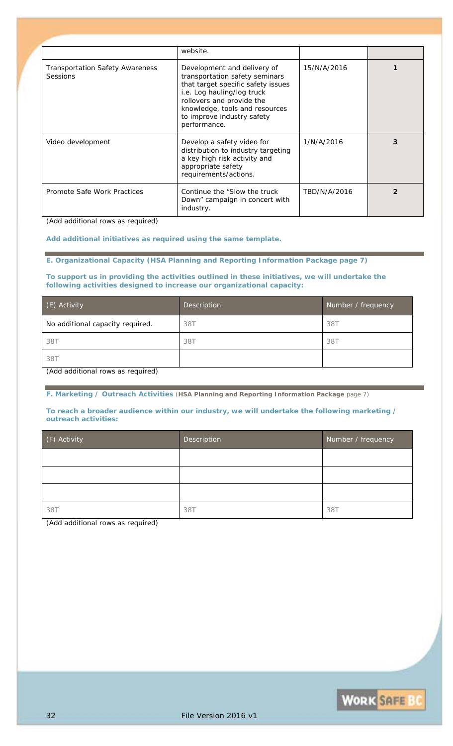|  | website. |  |  |
| --- | --- | --- | --- |
| Transportation Safety Awareness Sessions | Development and delivery of transportation safety seminars that target specific safety issues i.e. Log hauling/log truck rollovers and provide the knowledge, tools and resources to improve industry safety performance. | 15/N/A/2016 | **1** |
| Video development | Develop a safety video for distribution to industry targeting a key high risk activity and appropriate safety requirements/actions. | 1/N/A/2016 | **3** |
| Promote Safe Work Practices | Continue the "Slow the truck Down" campaign in concert with industry. | TBD/N/A/2016 | **2** |

*(Add additional rows as required)*

**Add additional initiatives as required using the same template.**

## E. Organizational Capacity (HSA Planning and Reporting Information Package page 7)

**To support us in providing the activities outlined in these initiatives, we will undertake the following activities designed to increase our organizational capacity:**

| (E) Activity | Description | Number / frequency |
| --- | --- | --- |
| No additional capacity required. | 38T | 38T |
| 38T | 38T | 38T |
| 38T |  |  |

*(Add additional rows as required)*

## F. Marketing / Outreach Activities (HSA Planning and Reporting Information Package page 7)

**To reach a broader audience within our industry, we will undertake the following marketing / outreach activities:**

| (F) Activity | Description | Number / frequency |
| --- | --- | --- |
|  |  |  |
|  |  |  |
|  |  |  |
| 38T | 38T | 38T |

*(Add additional rows as required)*

File Version 2016 v1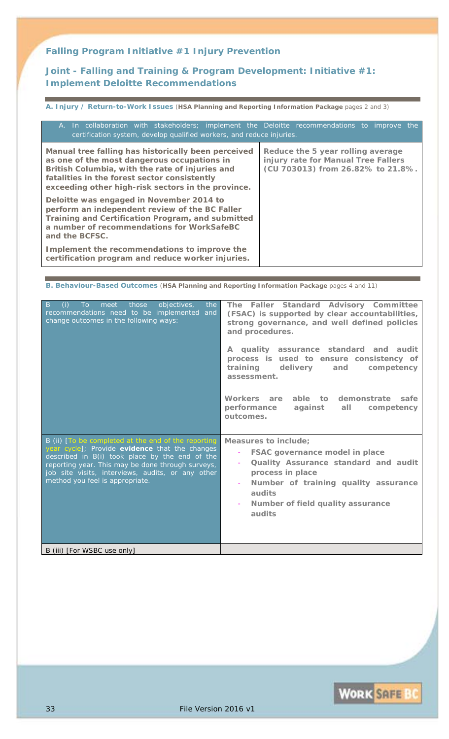## Falling Program Initiative #1 Injury Prevention

## Joint - Falling and Training & Program Development: Initiative #1: Implement Deloitte Recommendations

**A. Injury / Return-to-Work Issues** (**HSA Planning and Reporting Information Package** pages 2 and 3)

| A. In collaboration with stakeholders; implement the Deloitte recommendations to improve the certification system, develop qualified workers, and reduce injuries. | |
|---|---|
| **Manual tree falling has historically been perceived as one of the most dangerous occupations in British Columbia, with the rate of injuries and fatalities in the forest sector consistently exceeding other high-risk sectors in the province.**<br><br>**Deloitte was engaged in November 2014 to perform an independent review of the BC Faller Training and Certification Program, and submitted a number of recommendations for WorkSafeBC and the BCFSC.**<br><br>**Implement the recommendations to improve the certification program and reduce worker injuries.** | **Reduce the 5 year rolling average injury rate for Manual Tree Fallers (CU 703013) from 26.82% to 21.8%.** |

**B. Behaviour-Based Outcomes** (**HSA Planning and Reporting Information Package** pages 4 and 11)

| | |
|---|---|
| B (i) To meet those objectives, the recommendations need to be implemented and change outcomes in the following ways: | **The Faller Standard Advisory Committee (FSAC) is supported by clear accountabilities, strong governance, and well defined policies and procedures.**<br><br>**A quality assurance standard and audit process is used to ensure consistency of training delivery and competency assessment.**<br><br>**Workers are able to demonstrate safe performance against all competency outcomes.** |
| B (ii) [To be completed at the end of the reporting year cycle]; Provide **evidence** that the changes described in B(i) took place by the end of the reporting year. This may be done through surveys, job site visits, interviews, audits, or any other method you feel is appropriate. | **Measures to include;**<br>- **FSAC governance model in place**<br>- **Quality Assurance standard and audit process in place**<br>- **Number of training quality assurance audits**<br>- **Number of field quality assurance audits** |
| B (iii) [For WSBC use only] | |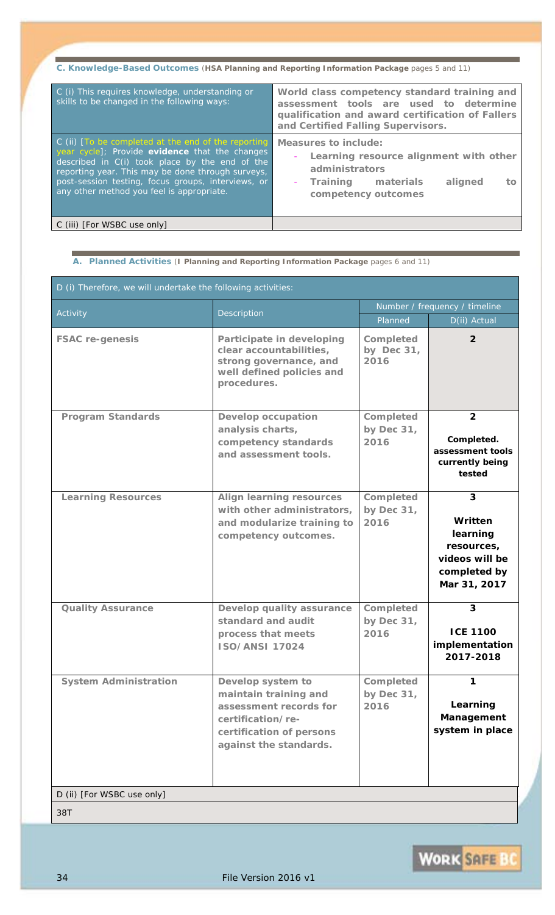**C. Knowledge-Based Outcomes** (**HSA Planning and Reporting Information Package** pages 5 and 11)

| | |
|---|---|
| C (i) This requires knowledge, understanding or skills to be changed in the following ways: | **World class competency standard training and assessment tools are used to determine qualification and award certification of Fallers and Certified Falling Supervisors.** |
| C (ii) [To be completed at the end of the reporting year cycle]; Provide **evidence** that the changes described in C(i) took place by the end of the reporting year. This may be done through surveys, post-session testing, focus groups, interviews, or any other method you feel is appropriate. | **Measures to include:**<br>- **Learning resource alignment with other administrators**<br>- **Training materials aligned to competency outcomes** |
| C (iii) [For WSBC use only] | |

**A. Planned Activities** (**I Planning and Reporting Information Package** pages 6 and 11)

D (i) Therefore, we will undertake the following activities:

| Activity | Description | Number / frequency / timeline | |
|---|---|---|---|
| | | Planned | D(ii) Actual |
| **FSAC re-genesis** | **Participate in developing clear accountabilities, strong governance, and well defined policies and procedures.** | **Completed by Dec 31, 2016** | **2** |
| **Program Standards** | **Develop occupation analysis charts, competency standards and assessment tools.** | **Completed by Dec 31, 2016** | **2**<br>**Completed. assessment tools currently being tested** |
| **Learning Resources** | **Align learning resources with other administrators, and modularize training to competency outcomes.** | **Completed by Dec 31, 2016** | **3**<br>**Written learning resources, videos will be completed by Mar 31, 2017** |
| **Quality Assurance** | **Develop quality assurance standard and audit process that meets ISO/ANSI 17024** | **Completed by Dec 31, 2016** | **3**<br>**ICE 1100 implementation 2017-2018** |
| **System Administration** | **Develop system to maintain training and assessment records for certification/re-certification of persons against the standards.** | **Completed by Dec 31, 2016** | **1**<br>**Learning Management system in place** |

D (ii) [For WSBC use only]

38T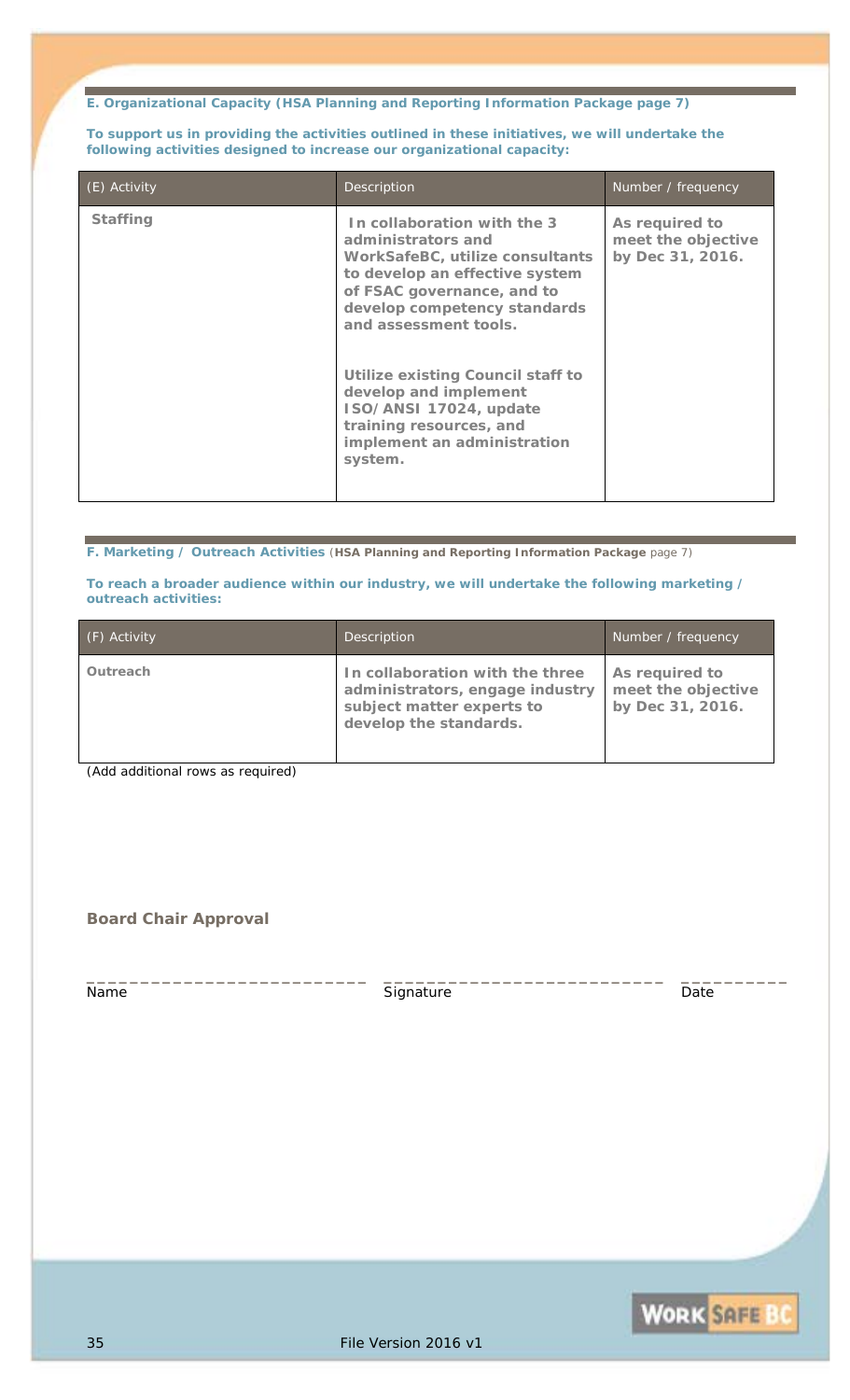**E. Organizational Capacity (HSA Planning and Reporting Information Package page 7)**

**To support us in providing the activities outlined in these initiatives, we will undertake the following activities designed to increase our organizational capacity:**

| (E) Activity | Description | Number / frequency |
|---|---|---|
| **Staffing** | **In collaboration with the 3 administrators and WorkSafeBC, utilize consultants to develop an effective system of FSAC governance, and to develop competency standards and assessment tools.**<br><br>**Utilize existing Council staff to develop and implement ISO/ANSI 17024, update training resources, and implement an administration system.** | **As required to meet the objective by Dec 31, 2016.** |

**F. Marketing / Outreach Activities** (**HSA Planning and Reporting Information Package** page 7)

**To reach a broader audience within our industry, we will undertake the following marketing / outreach activities:**

| (F) Activity | Description | Number / frequency |
|---|---|---|
| **Outreach** | **In collaboration with the three administrators, engage industry subject matter experts to develop the standards.** | **As required to meet the objective by Dec 31, 2016.** |

*(Add additional rows as required)*

**Board Chair Approval**

_________________________ _________________________ __________

Name Signature Date

File Version 2016 v1